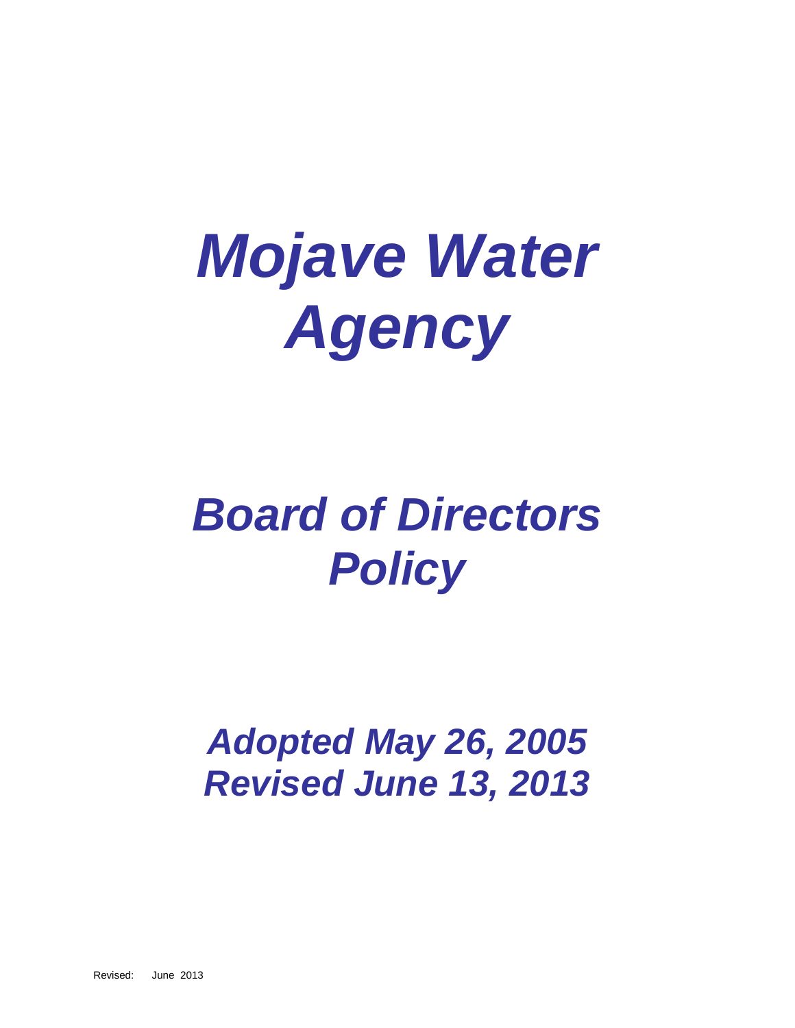# *Mojave Water Agency*

# *Board of Directors Policy*

## *Adopted May 26, 2005*
## *Revised June 13, 2013*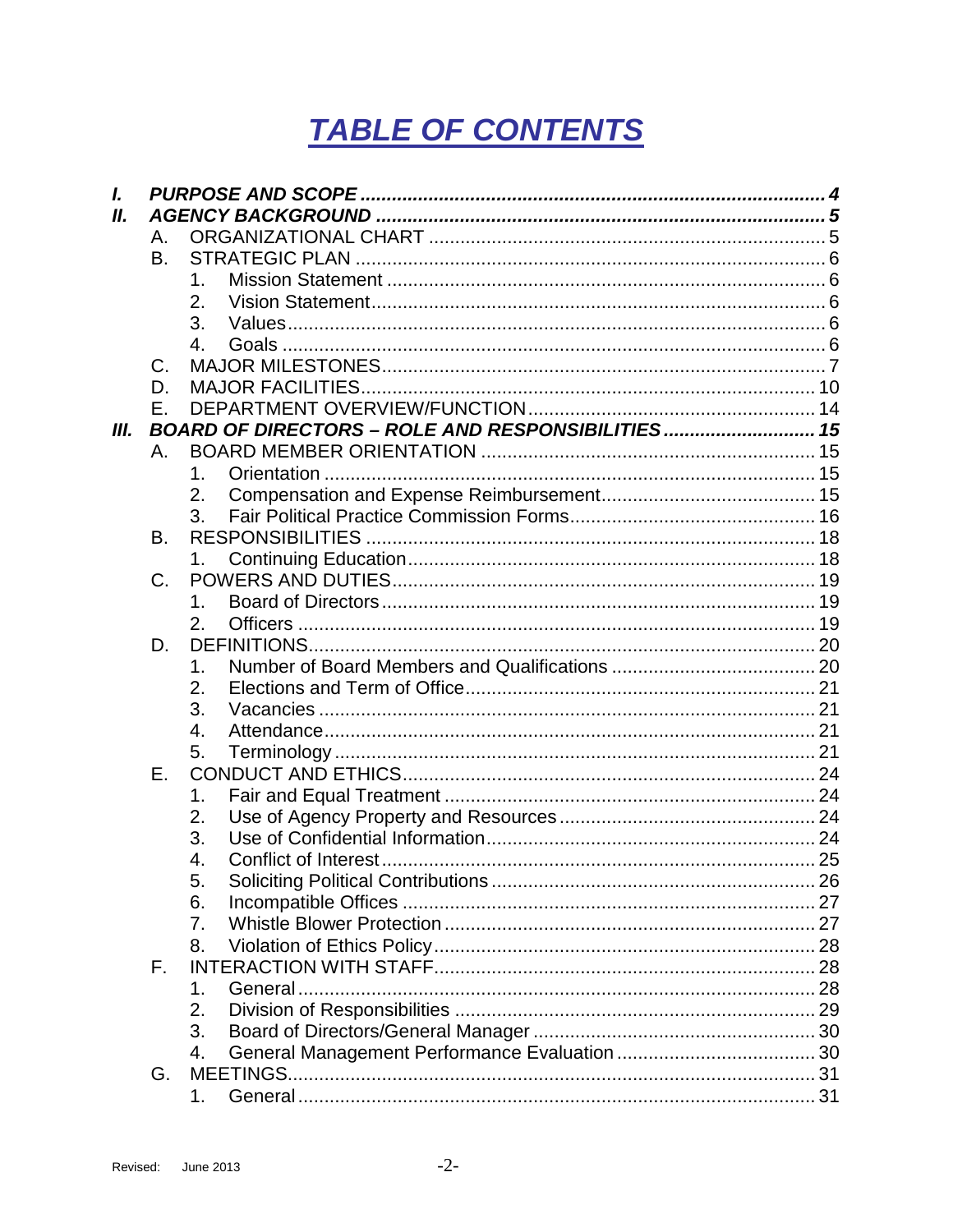# TABLE OF CONTENTS

- ***I. PURPOSE AND SCOPE ........................................................................................ 4***
- ***II. AGENCY BACKGROUND ..................................................................................... 5***
  - A. ORGANIZATIONAL CHART ........................................................................... 5
  - B. STRATEGIC PLAN ......................................................................................... 6
    1. Mission Statement .................................................................................... 6
    2. Vision Statement....................................................................................... 6
    3. Values....................................................................................................... 6
    4. Goals ........................................................................................................ 6
  - C. MAJOR MILESTONES.................................................................................... 7
  - D. MAJOR FACILITIES...................................................................................... 10
  - E. DEPARTMENT OVERVIEW/FUNCTION ...................................................... 14
- ***III. BOARD OF DIRECTORS – ROLE AND RESPONSIBILITIES ............................ 15***
  - A. BOARD MEMBER ORIENTATION ............................................................... 15
    1. Orientation .............................................................................................. 15
    2. Compensation and Expense Reimbursement........................................ 15
    3. Fair Political Practice Commission Forms.............................................. 16
  - B. RESPONSIBILITIES ..................................................................................... 18
    1. Continuing Education............................................................................. 18
  - C. POWERS AND DUTIES................................................................................ 19
    1. Board of Directors .................................................................................. 19
    2. Officers .................................................................................................. 19
  - D. DEFINITIONS................................................................................................ 20
    1. Number of Board Members and Qualifications ...................................... 20
    2. Elections and Term of Office.................................................................. 21
    3. Vacancies .............................................................................................. 21
    4. Attendance............................................................................................. 21
    5. Terminology ........................................................................................... 21
  - E. CONDUCT AND ETHICS.............................................................................. 24
    1. Fair and Equal Treatment ...................................................................... 24
    2. Use of Agency Property and Resources ................................................ 24
    3. Use of Confidential Information.............................................................. 24
    4. Conflict of Interest.................................................................................. 25
    5. Soliciting Political Contributions ............................................................. 26
    6. Incompatible Offices .............................................................................. 27
    7. Whistle Blower Protection ...................................................................... 27
    8. Violation of Ethics Policy........................................................................ 28
  - F. INTERACTION WITH STAFF........................................................................ 28
    1. General.................................................................................................. 28
    2. Division of Responsibilities .................................................................... 29
    3. Board of Directors/General Manager ..................................................... 30
    4. General Management Performance Evaluation ..................................... 30
  - G. MEETINGS.................................................................................................... 31
    1. General.................................................................................................. 31

Revised: June 2013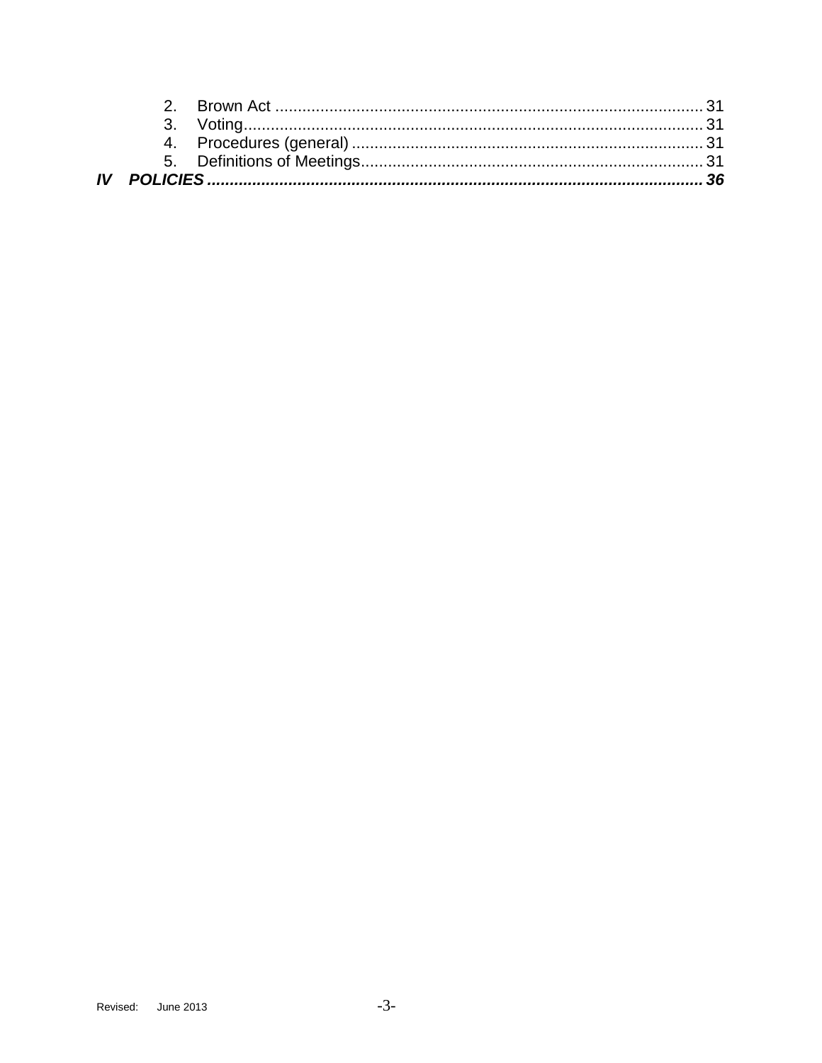2. Brown Act ........................................................................................ 31
3. Voting.............................................................................................. 31
4. Procedures (general) ..................................................................... 31
5. Definitions of Meetings.................................................................. 31

***IV POLICIES ....................................................................................................... 36***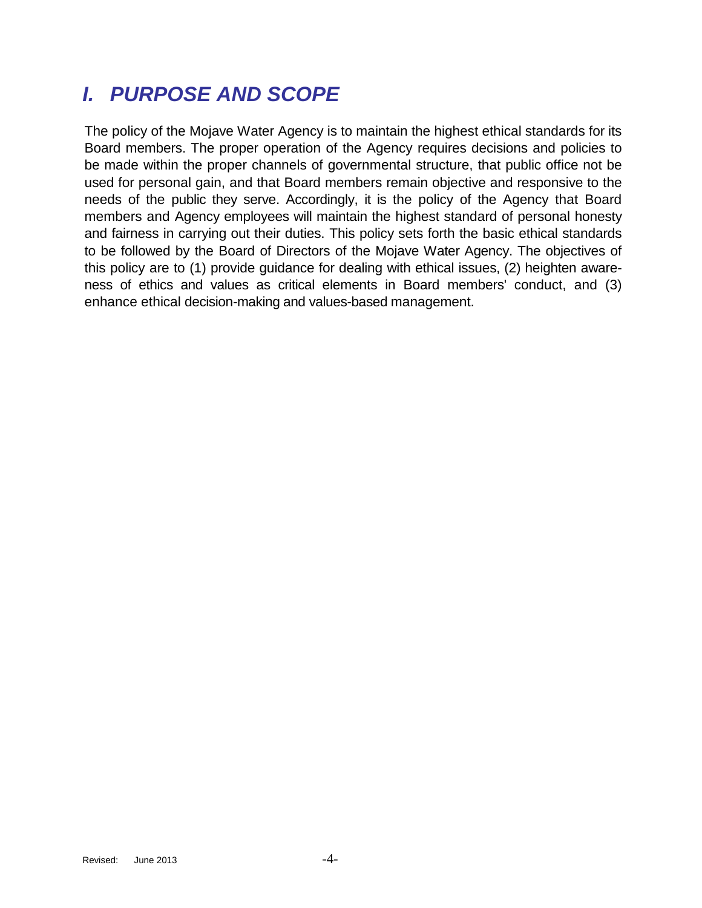## *I. PURPOSE AND SCOPE*

The policy of the Mojave Water Agency is to maintain the highest ethical standards for its Board members. The proper operation of the Agency requires decisions and policies to be made within the proper channels of governmental structure, that public office not be used for personal gain, and that Board members remain objective and responsive to the needs of the public they serve. Accordingly, it is the policy of the Agency that Board members and Agency employees will maintain the highest standard of personal honesty and fairness in carrying out their duties. This policy sets forth the basic ethical standards to be followed by the Board of Directors of the Mojave Water Agency. The objectives of this policy are to (1) provide guidance for dealing with ethical issues, (2) heighten awareness of ethics and values as critical elements in Board members' conduct, and (3) enhance ethical decision-making and values-based management.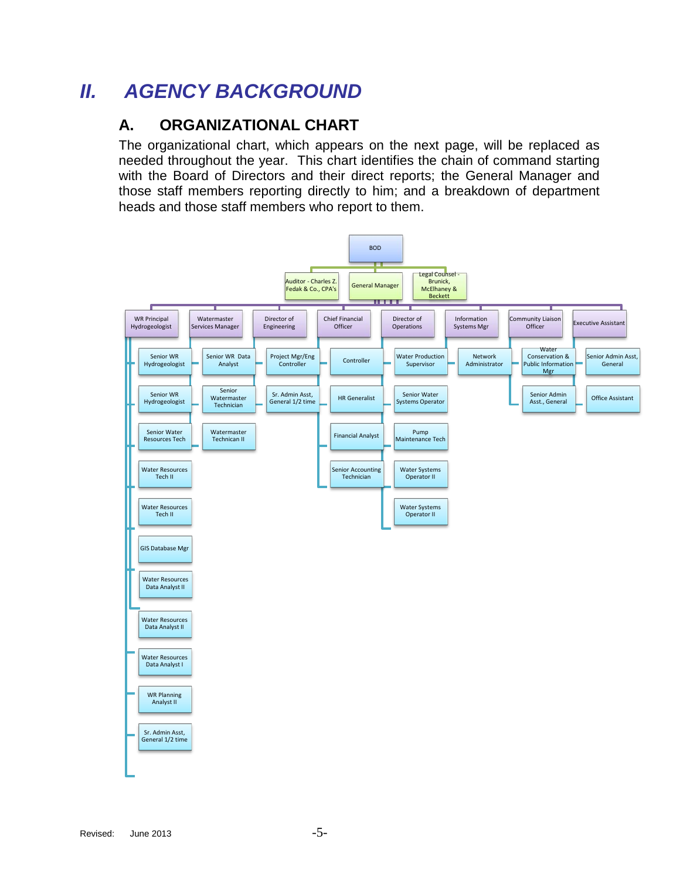# II. AGENCY BACKGROUND

## A. ORGANIZATIONAL CHART

The organizational chart, which appears on the next page, will be replaced as needed throughout the year. This chart identifies the chain of command starting with the Board of Directors and their direct reports; the General Manager and those staff members reporting directly to him; and a breakdown of department heads and those staff members who report to them.

- BOD
  - Auditor - Charles Z. Fedak & Co., CPA's
  - General Manager
    - WR Principal Hydrogeologist
      - Senior WR Hydrogeologist
      - Senior WR Hydrogeologist
      - Senior Water Resources Tech
      - Water Resources Tech II
      - Water Resources Tech II
      - GIS Database Mgr
      - Water Resources Data Analyst II
      - Water Resources Data Analyst II
      - Water Resources Data Analyst I
      - WR Planning Analyst II
      - Sr. Admin Asst, General 1/2 time
    - Watermaster Services Manager
      - Senior WR Data Analyst
      - Senior Watermaster Technician
      - Watermaster Technican II
    - Director of Engineering
      - Project Mgr/Eng Controller
      - Sr. Admin Asst, General 1/2 time
    - Chief Financial Officer
      - Controller
      - HR Generalist
      - Financial Analyst
      - Senior Accounting Technician
    - Director of Operations
      - Water Production Supervisor
      - Senior Water Systems Operator
      - Pump Maintenance Tech
      - Water Systems Operator II
      - Water Systems Operator II
    - Information Systems Mgr
      - Network Administrator
    - Community Liaison Officer
      - Water Conservation & Public Liaison Mgr
      - Senior Admin Asst., General
    - Executive Assistant
      - Senior Admin Asst, General
      - Office Assistant
  - Legal Counsel - Brunick, McElhaney & Beckett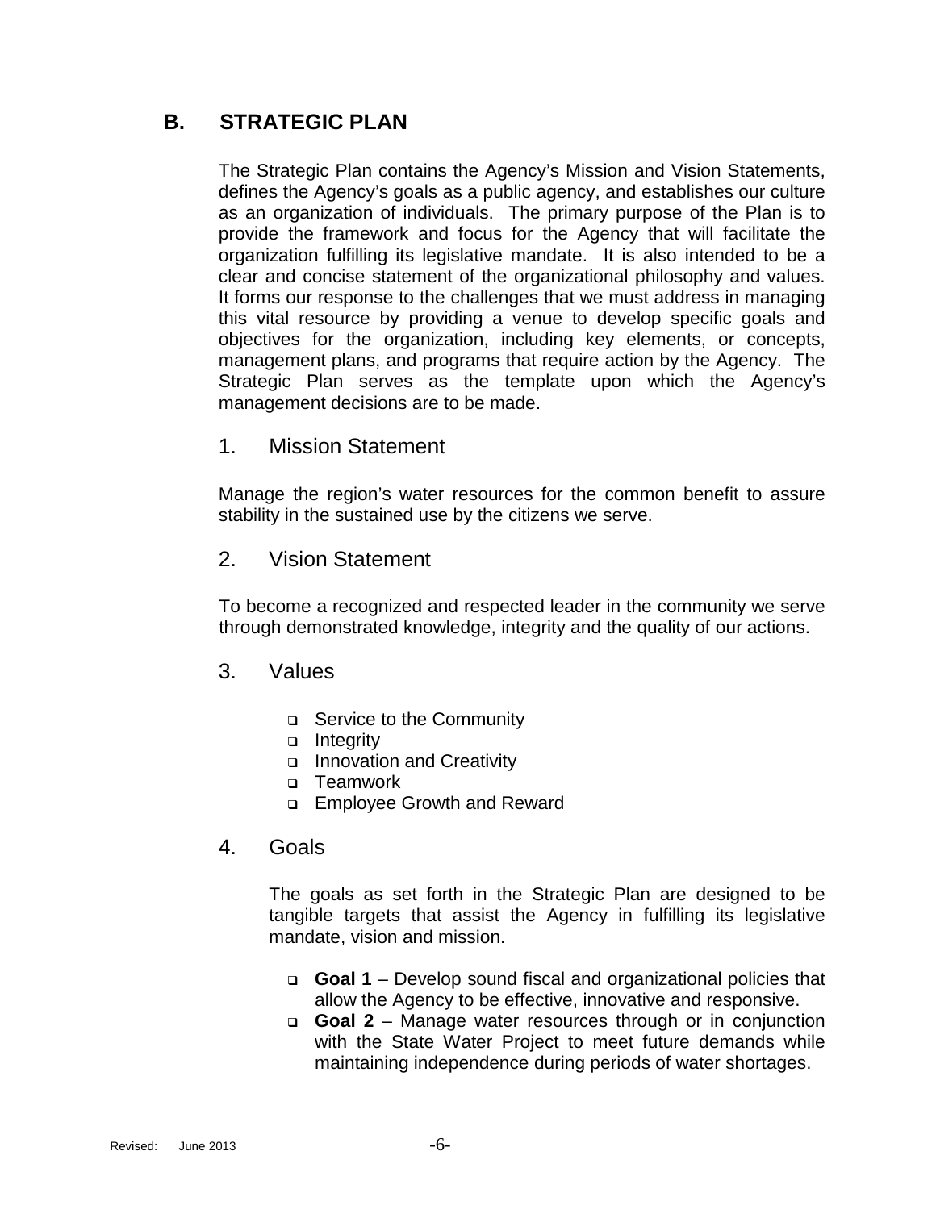## B. STRATEGIC PLAN

The Strategic Plan contains the Agency's Mission and Vision Statements, defines the Agency's goals as a public agency, and establishes our culture as an organization of individuals. The primary purpose of the Plan is to provide the framework and focus for the Agency that will facilitate the organization fulfilling its legislative mandate. It is also intended to be a clear and concise statement of the organizational philosophy and values. It forms our response to the challenges that we must address in managing this vital resource by providing a venue to develop specific goals and objectives for the organization, including key elements, or concepts, management plans, and programs that require action by the Agency. The Strategic Plan serves as the template upon which the Agency's management decisions are to be made.

### 1. Mission Statement

Manage the region's water resources for the common benefit to assure stability in the sustained use by the citizens we serve.

### 2. Vision Statement

To become a recognized and respected leader in the community we serve through demonstrated knowledge, integrity and the quality of our actions.

### 3. Values

- Service to the Community
- Integrity
- Innovation and Creativity
- Teamwork
- Employee Growth and Reward

### 4. Goals

The goals as set forth in the Strategic Plan are designed to be tangible targets that assist the Agency in fulfilling its legislative mandate, vision and mission.

- **Goal 1** – Develop sound fiscal and organizational policies that allow the Agency to be effective, innovative and responsive.
- **Goal 2** – Manage water resources through or in conjunction with the State Water Project to meet future demands while maintaining independence during periods of water shortages.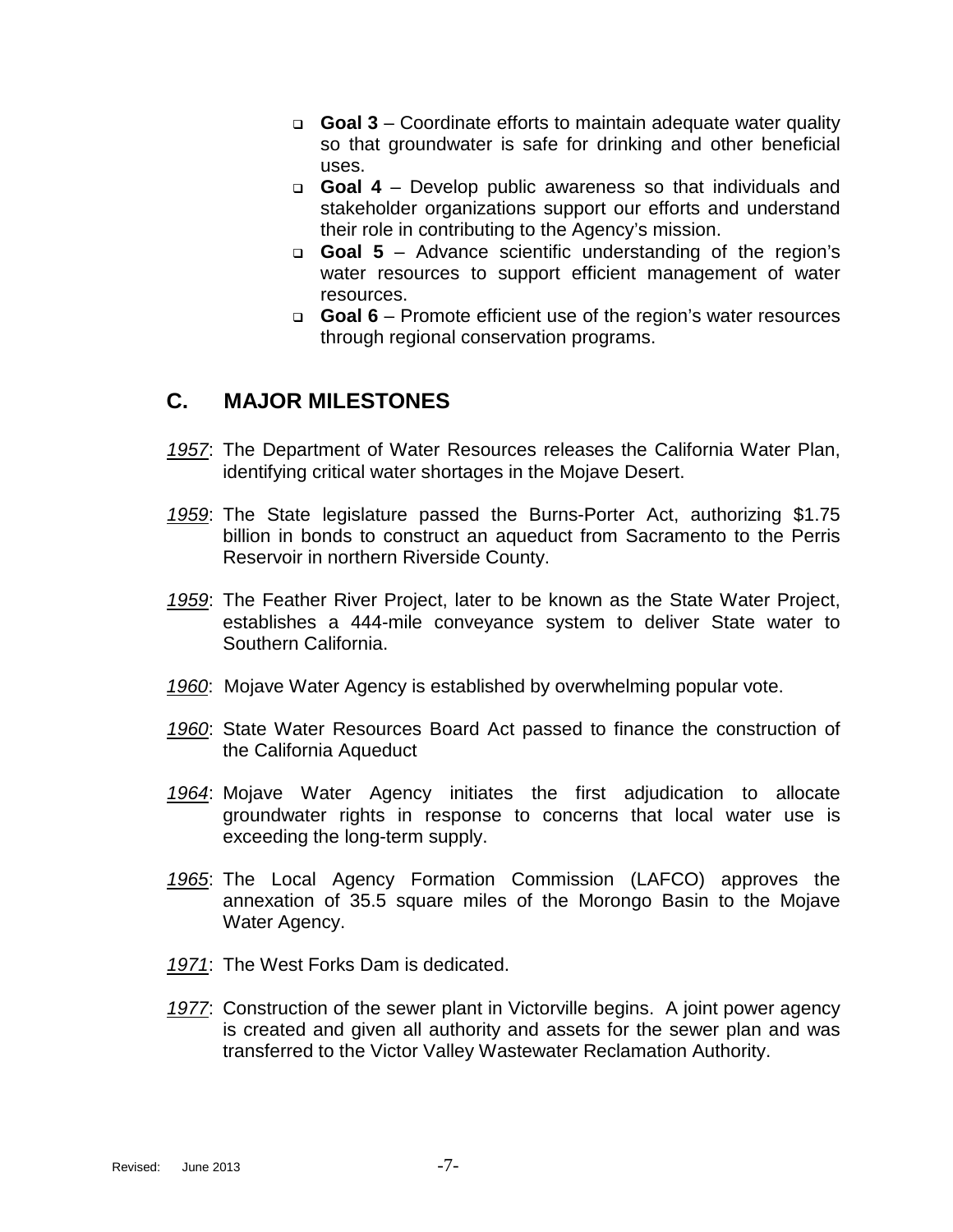- **Goal 3** – Coordinate efforts to maintain adequate water quality so that groundwater is safe for drinking and other beneficial uses.
- **Goal 4** – Develop public awareness so that individuals and stakeholder organizations support our efforts and understand their role in contributing to the Agency's mission.
- **Goal 5** – Advance scientific understanding of the region's water resources to support efficient management of water resources.
- **Goal 6** – Promote efficient use of the region's water resources through regional conservation programs.

## C. MAJOR MILESTONES

*1957*: The Department of Water Resources releases the California Water Plan, identifying critical water shortages in the Mojave Desert.

*1959*: The State legislature passed the Burns-Porter Act, authorizing $1.75 billion in bonds to construct an aqueduct from Sacramento to the Perris Reservoir in northern Riverside County.

*1959*: The Feather River Project, later to be known as the State Water Project, establishes a 444-mile conveyance system to deliver State water to Southern California.

*1960*: Mojave Water Agency is established by overwhelming popular vote.

*1960*: State Water Resources Board Act passed to finance the construction of the California Aqueduct

*1964*: Mojave Water Agency initiates the first adjudication to allocate groundwater rights in response to concerns that local water use is exceeding the long-term supply.

*1965*: The Local Agency Formation Commission (LAFCO) approves the annexation of 35.5 square miles of the Morongo Basin to the Mojave Water Agency.

*1971*: The West Forks Dam is dedicated.

*1977*: Construction of the sewer plant in Victorville begins. A joint power agency is created and given all authority and assets for the sewer plan and was transferred to the Victor Valley Wastewater Reclamation Authority.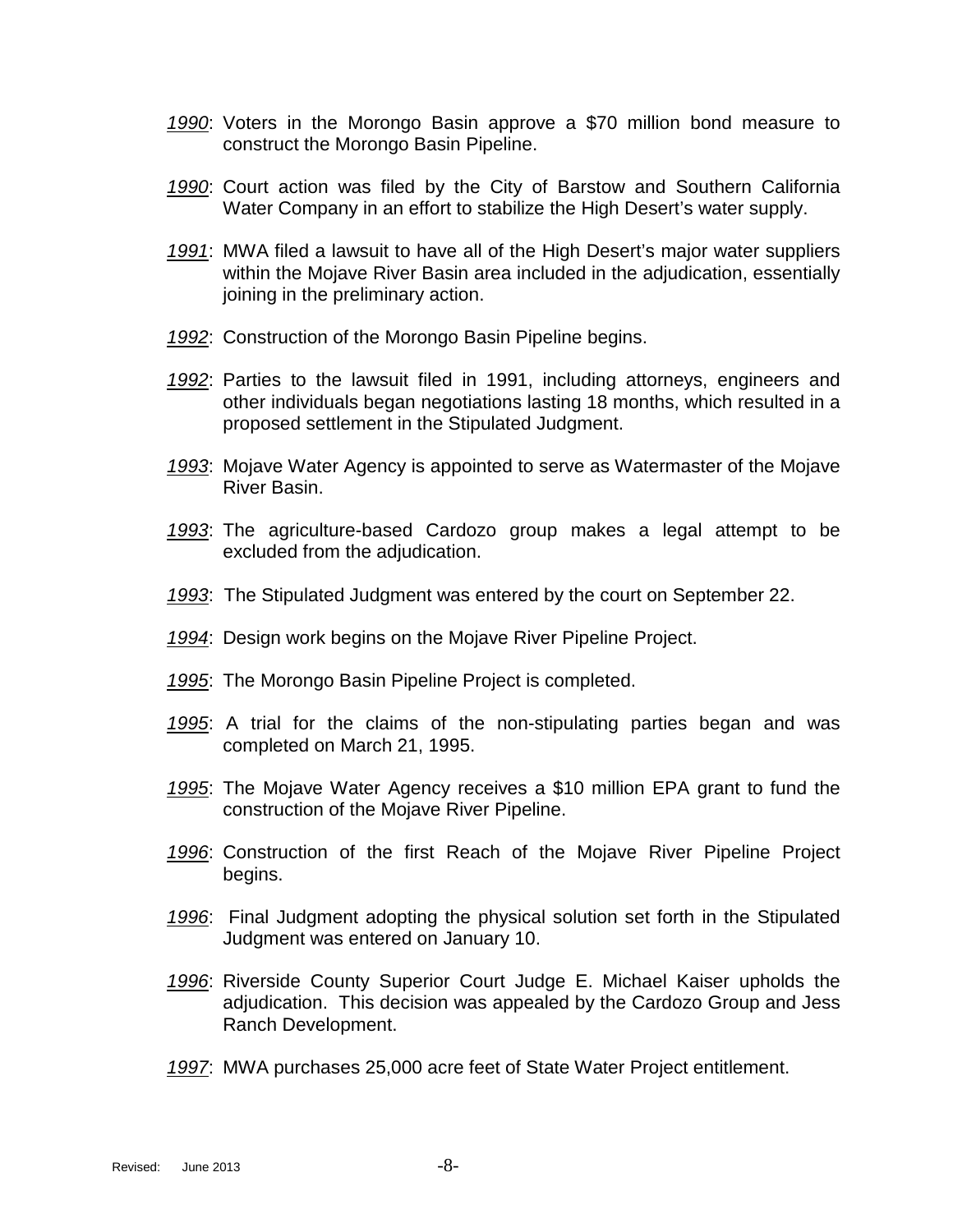*1990*: Voters in the Morongo Basin approve a $70 million bond measure to construct the Morongo Basin Pipeline.

*1990*: Court action was filed by the City of Barstow and Southern California Water Company in an effort to stabilize the High Desert's water supply.

*1991*: MWA filed a lawsuit to have all of the High Desert's major water suppliers within the Mojave River Basin area included in the adjudication, essentially joining in the preliminary action.

*1992*: Construction of the Morongo Basin Pipeline begins.

*1992*: Parties to the lawsuit filed in 1991, including attorneys, engineers and other individuals began negotiations lasting 18 months, which resulted in a proposed settlement in the Stipulated Judgment.

*1993*: Mojave Water Agency is appointed to serve as Watermaster of the Mojave River Basin.

*1993*: The agriculture-based Cardozo group makes a legal attempt to be excluded from the adjudication.

*1993*: The Stipulated Judgment was entered by the court on September 22.

*1994*: Design work begins on the Mojave River Pipeline Project.

*1995*: The Morongo Basin Pipeline Project is completed.

*1995*: A trial for the claims of the non-stipulating parties began and was completed on March 21, 1995.

*1995*: The Mojave Water Agency receives a $10 million EPA grant to fund the construction of the Mojave River Pipeline.

*1996*: Construction of the first Reach of the Mojave River Pipeline Project begins.

*1996*: Final Judgment adopting the physical solution set forth in the Stipulated Judgment was entered on January 10.

*1996*: Riverside County Superior Court Judge E. Michael Kaiser upholds the adjudication. This decision was appealed by the Cardozo Group and Jess Ranch Development.

*1997*: MWA purchases 25,000 acre feet of State Water Project entitlement.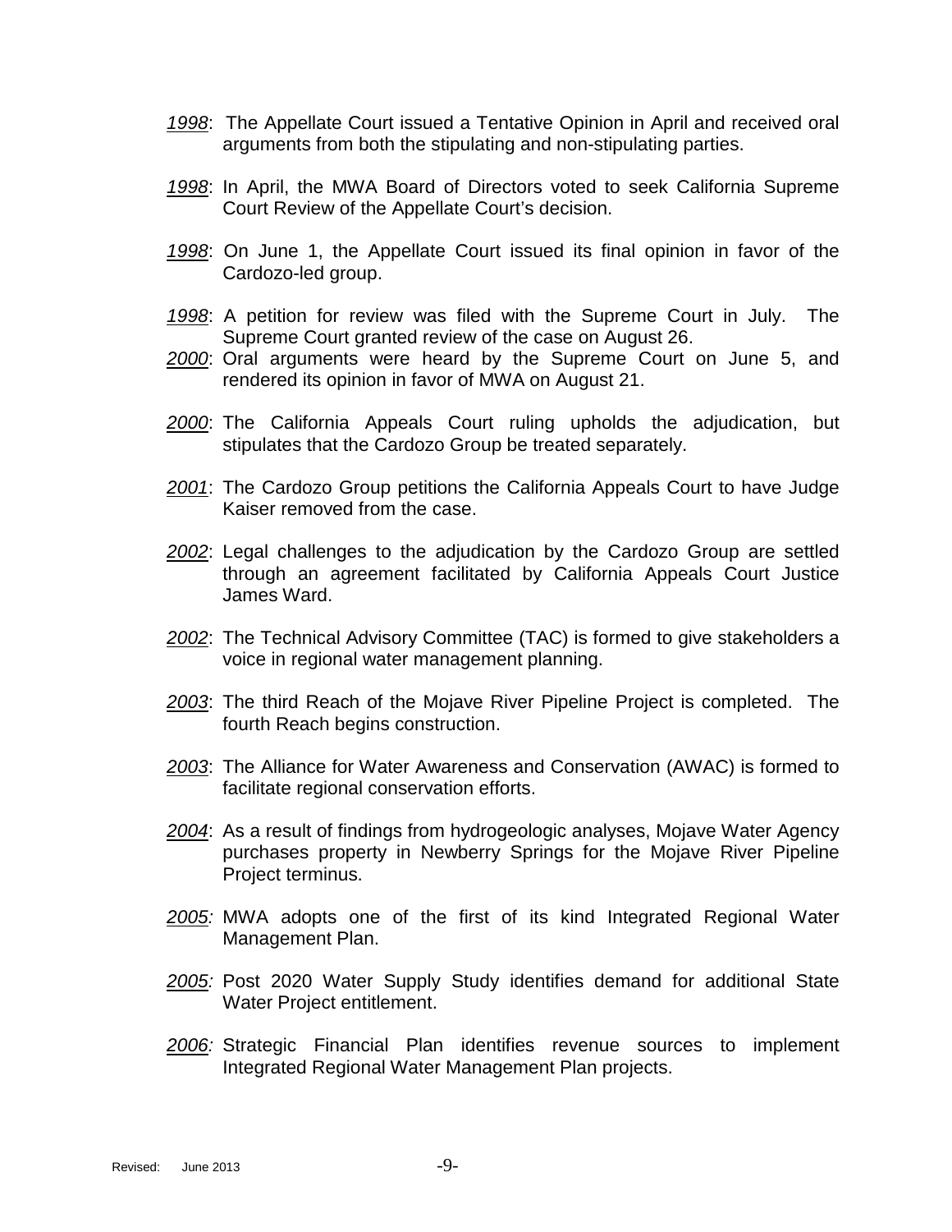*1998*: The Appellate Court issued a Tentative Opinion in April and received oral arguments from both the stipulating and non-stipulating parties.

*1998*: In April, the MWA Board of Directors voted to seek California Supreme Court Review of the Appellate Court's decision.

*1998*: On June 1, the Appellate Court issued its final opinion in favor of the Cardozo-led group.

*1998*: A petition for review was filed with the Supreme Court in July. The Supreme Court granted review of the case on August 26.

*2000*: Oral arguments were heard by the Supreme Court on June 5, and rendered its opinion in favor of MWA on August 21.

*2000*: The California Appeals Court ruling upholds the adjudication, but stipulates that the Cardozo Group be treated separately.

*2001*: The Cardozo Group petitions the California Appeals Court to have Judge Kaiser removed from the case.

*2002*: Legal challenges to the adjudication by the Cardozo Group are settled through an agreement facilitated by California Appeals Court Justice James Ward.

*2002*: The Technical Advisory Committee (TAC) is formed to give stakeholders a voice in regional water management planning.

*2003*: The third Reach of the Mojave River Pipeline Project is completed. The fourth Reach begins construction.

*2003*: The Alliance for Water Awareness and Conservation (AWAC) is formed to facilitate regional conservation efforts.

*2004*: As a result of findings from hydrogeologic analyses, Mojave Water Agency purchases property in Newberry Springs for the Mojave River Pipeline Project terminus.

*2005:* MWA adopts one of the first of its kind Integrated Regional Water Management Plan.

*2005:* Post 2020 Water Supply Study identifies demand for additional State Water Project entitlement.

*2006:* Strategic Financial Plan identifies revenue sources to implement Integrated Regional Water Management Plan projects.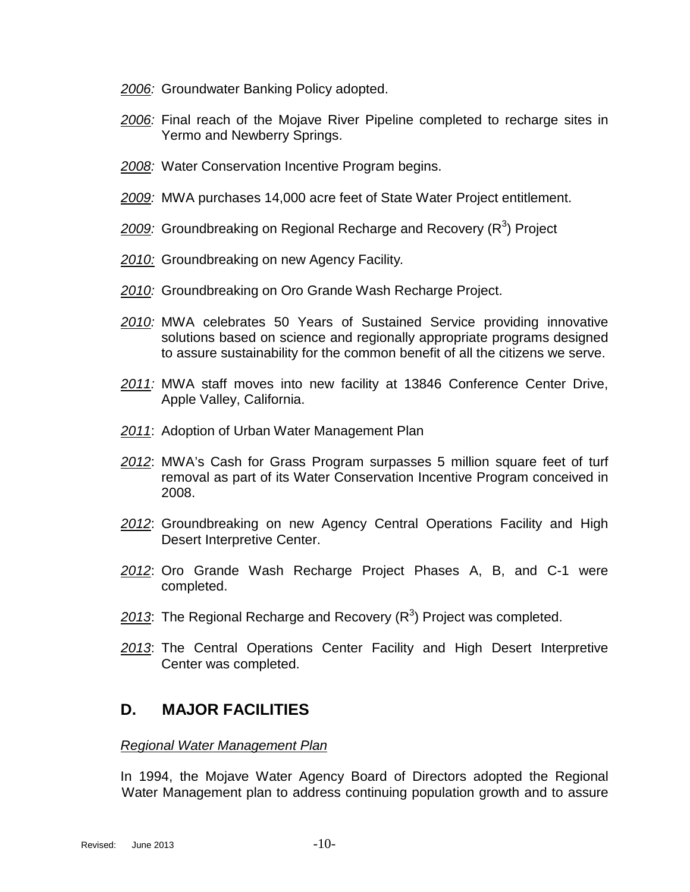*2006:* Groundwater Banking Policy adopted.

*2006:* Final reach of the Mojave River Pipeline completed to recharge sites in Yermo and Newberry Springs.

*2008:* Water Conservation Incentive Program begins.

*2009:* MWA purchases 14,000 acre feet of State Water Project entitlement.

*2009:* Groundbreaking on Regional Recharge and Recovery ($R^3$) Project

*2010:* Groundbreaking on new Agency Facility.

*2010:* Groundbreaking on Oro Grande Wash Recharge Project.

*2010:* MWA celebrates 50 Years of Sustained Service providing innovative solutions based on science and regionally appropriate programs designed to assure sustainability for the common benefit of all the citizens we serve.

*2011:* MWA staff moves into new facility at 13846 Conference Center Drive, Apple Valley, California.

*2011*: Adoption of Urban Water Management Plan

*2012*: MWA's Cash for Grass Program surpasses 5 million square feet of turf removal as part of its Water Conservation Incentive Program conceived in 2008.

*2012*: Groundbreaking on new Agency Central Operations Facility and High Desert Interpretive Center.

*2012*: Oro Grande Wash Recharge Project Phases A, B, and C-1 were completed.

*2013*: The Regional Recharge and Recovery ($R^3$) Project was completed.

*2013*: The Central Operations Center Facility and High Desert Interpretive Center was completed.

## D. MAJOR FACILITIES

*Regional Water Management Plan*

In 1994, the Mojave Water Agency Board of Directors adopted the Regional Water Management plan to address continuing population growth and to assure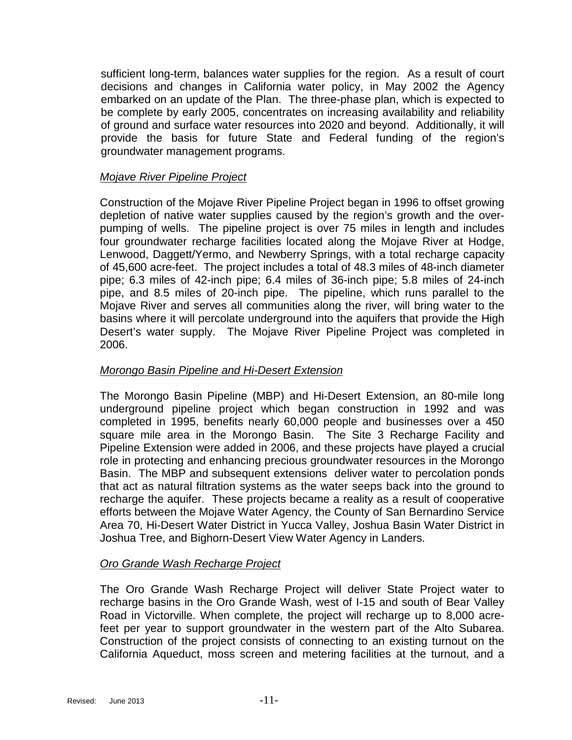sufficient long-term, balances water supplies for the region. As a result of court decisions and changes in California water policy, in May 2002 the Agency embarked on an update of the Plan. The three-phase plan, which is expected to be complete by early 2005, concentrates on increasing availability and reliability of ground and surface water resources into 2020 and beyond. Additionally, it will provide the basis for future State and Federal funding of the region's groundwater management programs.

*Mojave River Pipeline Project*

Construction of the Mojave River Pipeline Project began in 1996 to offset growing depletion of native water supplies caused by the region's growth and the over-pumping of wells. The pipeline project is over 75 miles in length and includes four groundwater recharge facilities located along the Mojave River at Hodge, Lenwood, Daggett/Yermo, and Newberry Springs, with a total recharge capacity of 45,600 acre-feet. The project includes a total of 48.3 miles of 48-inch diameter pipe; 6.3 miles of 42-inch pipe; 6.4 miles of 36-inch pipe; 5.8 miles of 24-inch pipe, and 8.5 miles of 20-inch pipe. The pipeline, which runs parallel to the Mojave River and serves all communities along the river, will bring water to the basins where it will percolate underground into the aquifers that provide the High Desert's water supply. The Mojave River Pipeline Project was completed in 2006.

*Morongo Basin Pipeline and Hi-Desert Extension*

The Morongo Basin Pipeline (MBP) and Hi-Desert Extension, an 80-mile long underground pipeline project which began construction in 1992 and was completed in 1995, benefits nearly 60,000 people and businesses over a 450 square mile area in the Morongo Basin. The Site 3 Recharge Facility and Pipeline Extension were added in 2006, and these projects have played a crucial role in protecting and enhancing precious groundwater resources in the Morongo Basin. The MBP and subsequent extensions deliver water to percolation ponds that act as natural filtration systems as the water seeps back into the ground to recharge the aquifer. These projects became a reality as a result of cooperative efforts between the Mojave Water Agency, the County of San Bernardino Service Area 70, Hi-Desert Water District in Yucca Valley, Joshua Basin Water District in Joshua Tree, and Bighorn-Desert View Water Agency in Landers.

*Oro Grande Wash Recharge Project*

The Oro Grande Wash Recharge Project will deliver State Project water to recharge basins in the Oro Grande Wash, west of I-15 and south of Bear Valley Road in Victorville. When complete, the project will recharge up to 8,000 acre-feet per year to support groundwater in the western part of the Alto Subarea. Construction of the project consists of connecting to an existing turnout on the California Aqueduct, moss screen and metering facilities at the turnout, and a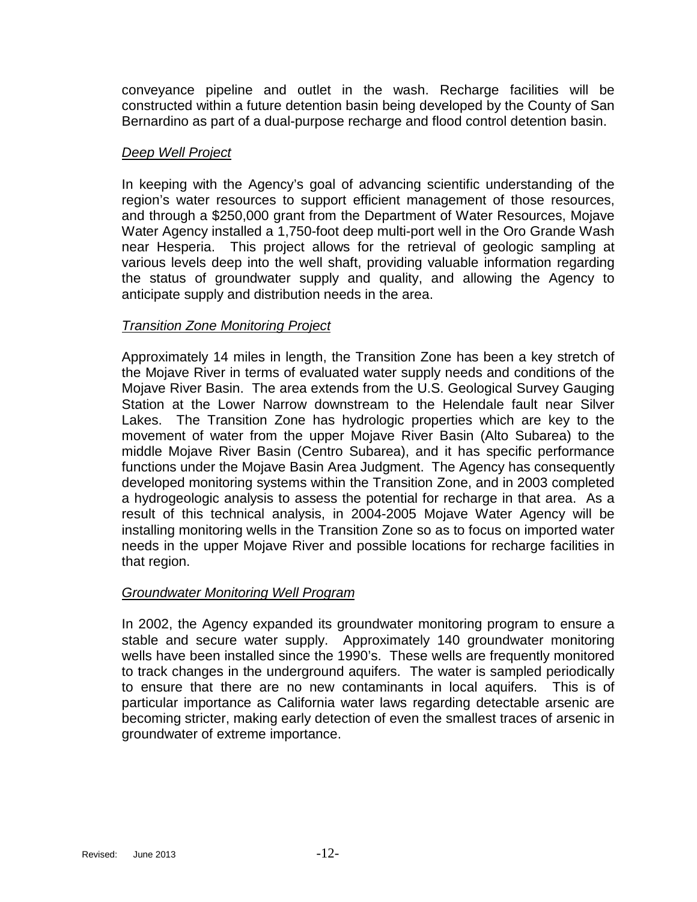conveyance pipeline and outlet in the wash. Recharge facilities will be constructed within a future detention basin being developed by the County of San Bernardino as part of a dual-purpose recharge and flood control detention basin.

*Deep Well Project*

In keeping with the Agency's goal of advancing scientific understanding of the region's water resources to support efficient management of those resources, and through a $250,000 grant from the Department of Water Resources, Mojave Water Agency installed a 1,750-foot deep multi-port well in the Oro Grande Wash near Hesperia. This project allows for the retrieval of geologic sampling at various levels deep into the well shaft, providing valuable information regarding the status of groundwater supply and quality, and allowing the Agency to anticipate supply and distribution needs in the area.

*Transition Zone Monitoring Project*

Approximately 14 miles in length, the Transition Zone has been a key stretch of the Mojave River in terms of evaluated water supply needs and conditions of the Mojave River Basin. The area extends from the U.S. Geological Survey Gauging Station at the Lower Narrow downstream to the Helendale fault near Silver Lakes. The Transition Zone has hydrologic properties which are key to the movement of water from the upper Mojave River Basin (Alto Subarea) to the middle Mojave River Basin (Centro Subarea), and it has specific performance functions under the Mojave Basin Area Judgment. The Agency has consequently developed monitoring systems within the Transition Zone, and in 2003 completed a hydrogeologic analysis to assess the potential for recharge in that area. As a result of this technical analysis, in 2004-2005 Mojave Water Agency will be installing monitoring wells in the Transition Zone so as to focus on imported water needs in the upper Mojave River and possible locations for recharge facilities in that region.

*Groundwater Monitoring Well Program*

In 2002, the Agency expanded its groundwater monitoring program to ensure a stable and secure water supply. Approximately 140 groundwater monitoring wells have been installed since the 1990's. These wells are frequently monitored to track changes in the underground aquifers. The water is sampled periodically to ensure that there are no new contaminants in local aquifers. This is of particular importance as California water laws regarding detectable arsenic are becoming stricter, making early detection of even the smallest traces of arsenic in groundwater of extreme importance.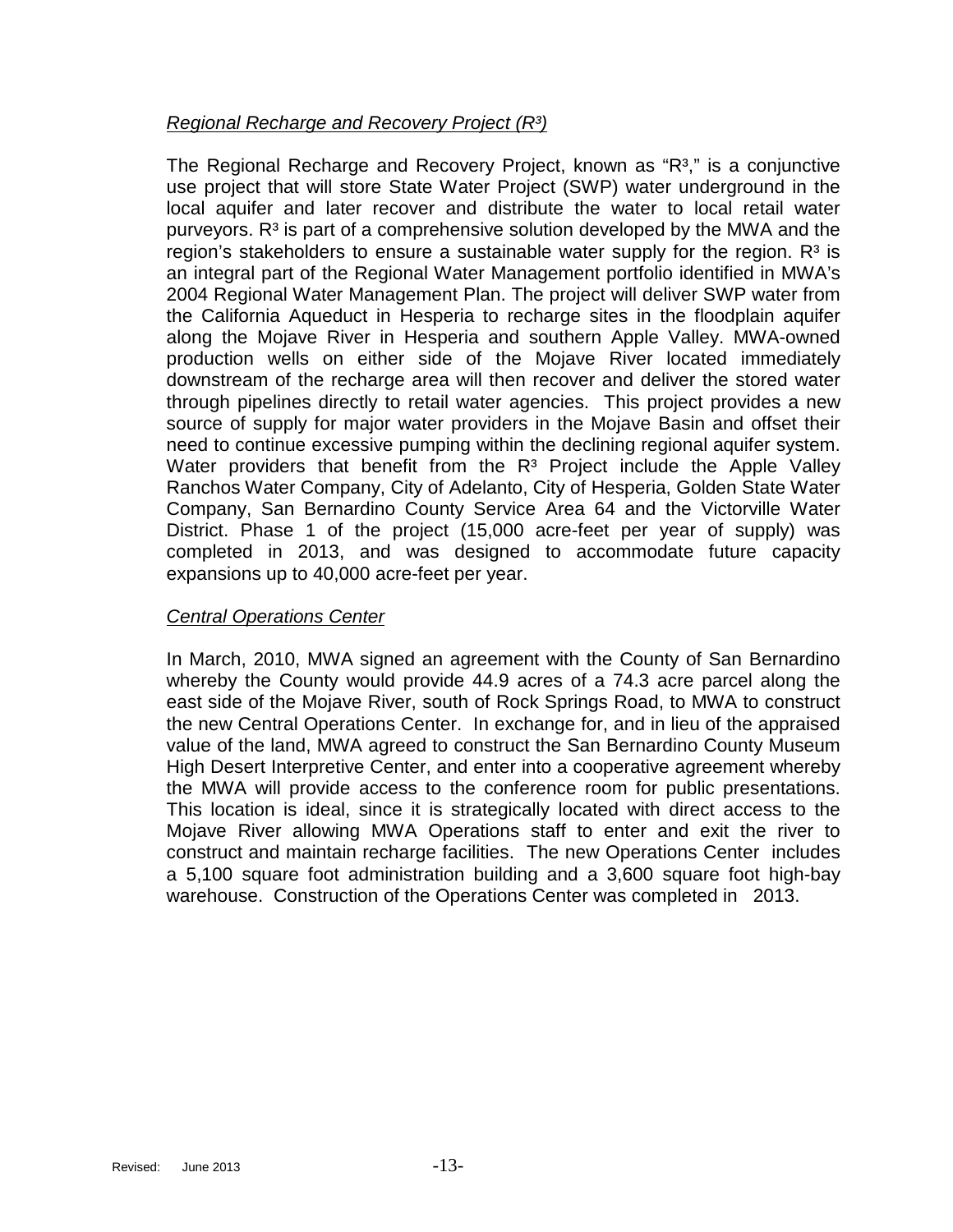*Regional Recharge and Recovery Project ($R^3$)*

The Regional Recharge and Recovery Project, known as "$R^3$," is a conjunctive use project that will store State Water Project (SWP) water underground in the local aquifer and later recover and distribute the water to local retail water purveyors. $R^3$ is part of a comprehensive solution developed by the MWA and the region's stakeholders to ensure a sustainable water supply for the region. $R^3$ is an integral part of the Regional Water Management portfolio identified in MWA's 2004 Regional Water Management Plan. The project will deliver SWP water from the California Aqueduct in Hesperia to recharge sites in the floodplain aquifer along the Mojave River in Hesperia and southern Apple Valley. MWA-owned production wells on either side of the Mojave River located immediately downstream of the recharge area will then recover and deliver the stored water through pipelines directly to retail water agencies. This project provides a new source of supply for major water providers in the Mojave Basin and offset their need to continue excessive pumping within the declining regional aquifer system. Water providers that benefit from the $R^3$ Project include the Apple Valley Ranchos Water Company, City of Adelanto, City of Hesperia, Golden State Water Company, San Bernardino County Service Area 64 and the Victorville Water District. Phase 1 of the project (15,000 acre-feet per year of supply) was completed in 2013, and was designed to accommodate future capacity expansions up to 40,000 acre-feet per year.

*Central Operations Center*

In March, 2010, MWA signed an agreement with the County of San Bernardino whereby the County would provide 44.9 acres of a 74.3 acre parcel along the east side of the Mojave River, south of Rock Springs Road, to MWA to construct the new Central Operations Center. In exchange for, and in lieu of the appraised value of the land, MWA agreed to construct the San Bernardino County Museum High Desert Interpretive Center, and enter into a cooperative agreement whereby the MWA will provide access to the conference room for public presentations. This location is ideal, since it is strategically located with direct access to the Mojave River allowing MWA Operations staff to enter and exit the river to construct and maintain recharge facilities. The new Operations Center includes a 5,100 square foot administration building and a 3,600 square foot high-bay warehouse. Construction of the Operations Center was completed in 2013.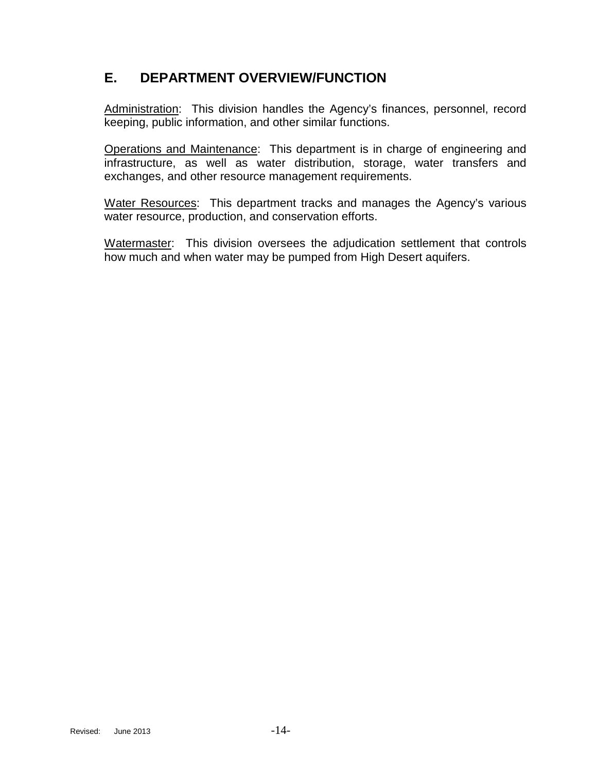## E. DEPARTMENT OVERVIEW/FUNCTION

Administration: This division handles the Agency's finances, personnel, record keeping, public information, and other similar functions.

Operations and Maintenance: This department is in charge of engineering and infrastructure, as well as water distribution, storage, water transfers and exchanges, and other resource management requirements.

Water Resources: This department tracks and manages the Agency's various water resource, production, and conservation efforts.

Watermaster: This division oversees the adjudication settlement that controls how much and when water may be pumped from High Desert aquifers.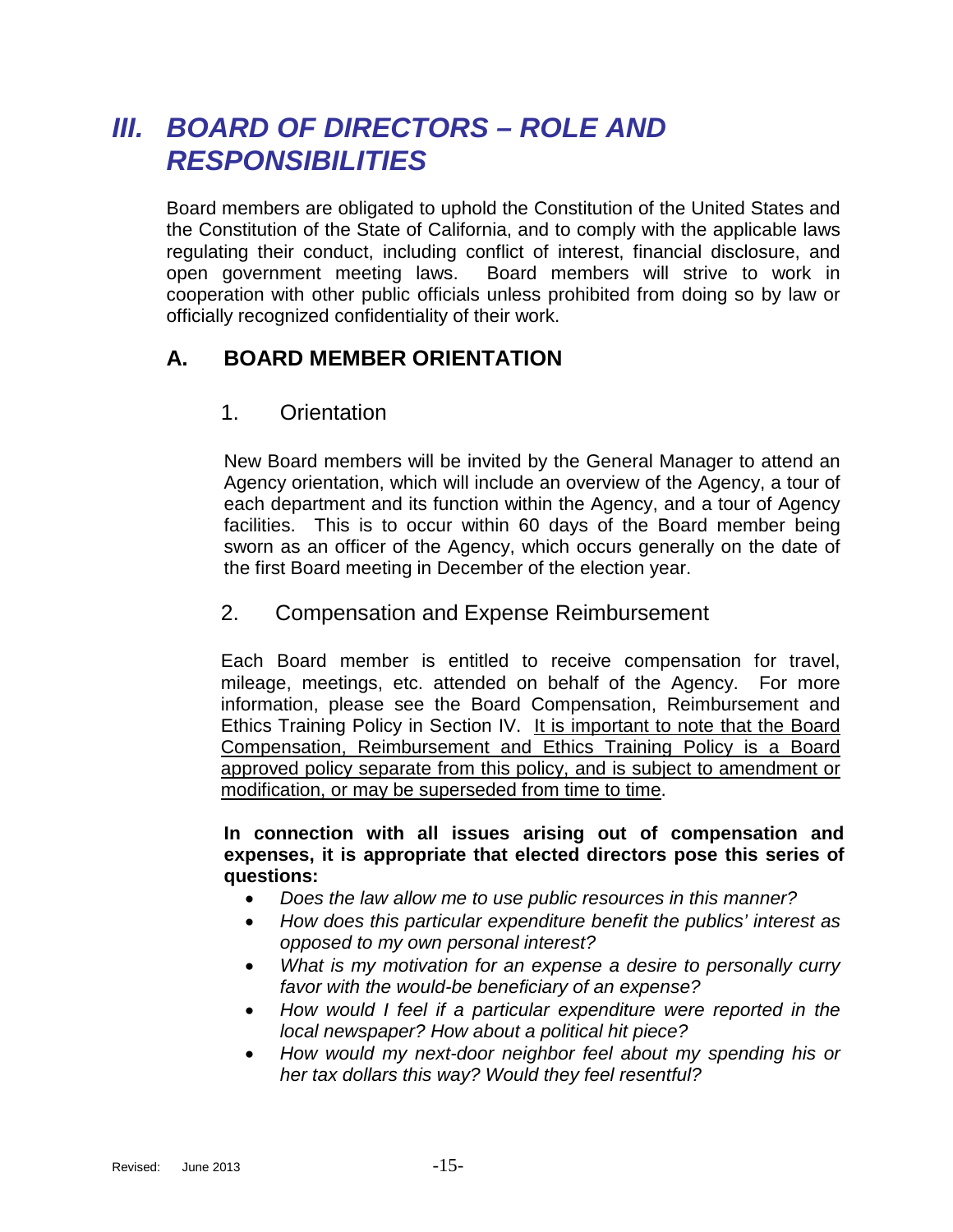# *III. BOARD OF DIRECTORS – ROLE AND RESPONSIBILITIES*

Board members are obligated to uphold the Constitution of the United States and the Constitution of the State of California, and to comply with the applicable laws regulating their conduct, including conflict of interest, financial disclosure, and open government meeting laws. Board members will strive to work in cooperation with other public officials unless prohibited from doing so by law or officially recognized confidentiality of their work.

## A. BOARD MEMBER ORIENTATION

### 1. Orientation

New Board members will be invited by the General Manager to attend an Agency orientation, which will include an overview of the Agency, a tour of each department and its function within the Agency, and a tour of Agency facilities. This is to occur within 60 days of the Board member being sworn as an officer of the Agency, which occurs generally on the date of the first Board meeting in December of the election year.

### 2. Compensation and Expense Reimbursement

Each Board member is entitled to receive compensation for travel, mileage, meetings, etc. attended on behalf of the Agency. For more information, please see the Board Compensation, Reimbursement and Ethics Training Policy in Section IV. <u>It is important to note that the Board Compensation, Reimbursement and Ethics Training Policy is a Board approved policy separate from this policy, and is subject to amendment or modification, or may be superseded from time to time</u>.

**In connection with all issues arising out of compensation and expenses, it is appropriate that elected directors pose this series of questions:**

- *Does the law allow me to use public resources in this manner?*
- *How does this particular expenditure benefit the publics' interest as opposed to my own personal interest?*
- *What is my motivation for an expense a desire to personally curry favor with the would-be beneficiary of an expense?*
- *How would I feel if a particular expenditure were reported in the local newspaper? How about a political hit piece?*
- *How would my next-door neighbor feel about my spending his or her tax dollars this way? Would they feel resentful?*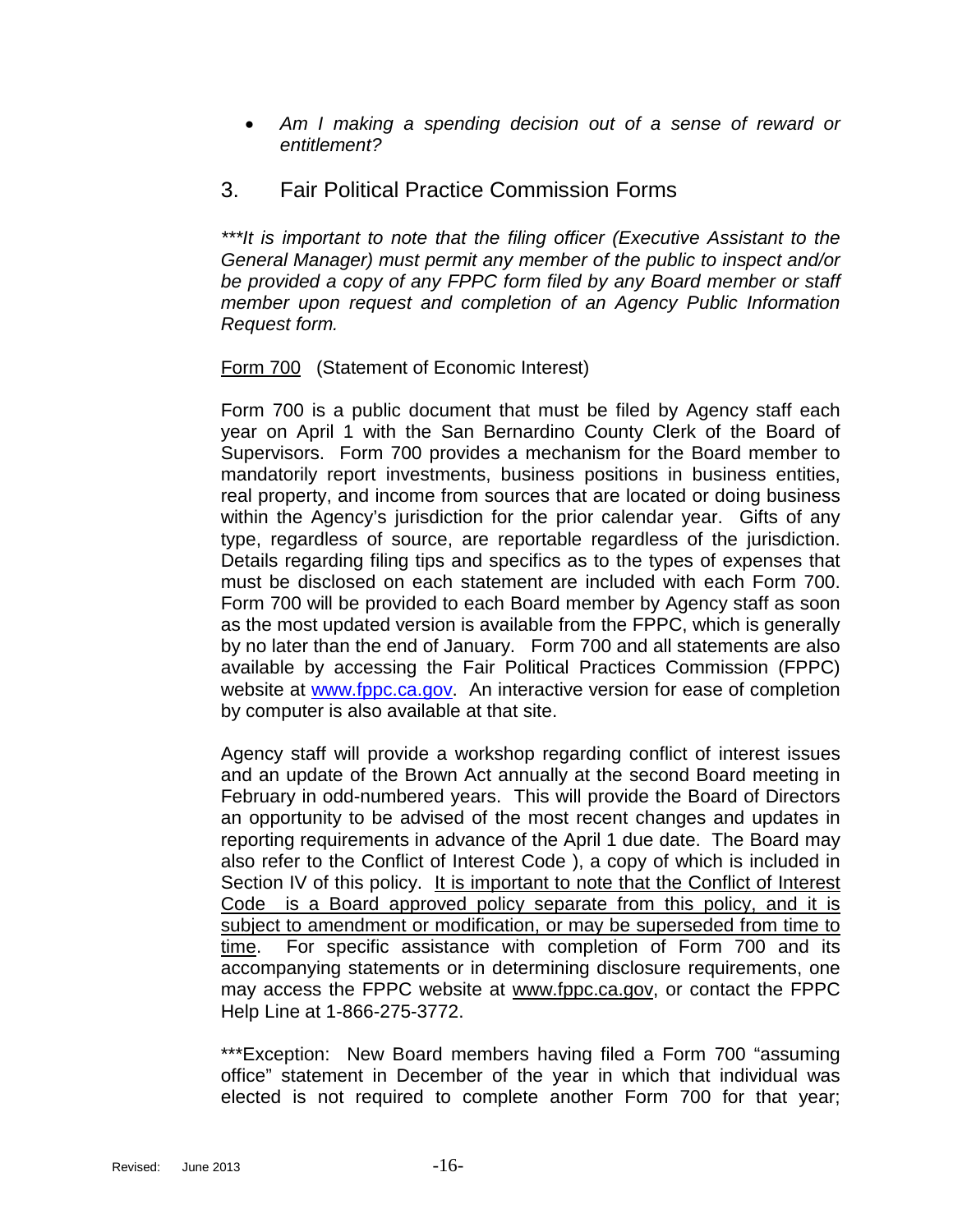- *Am I making a spending decision out of a sense of reward or entitlement?*

## 3. Fair Political Practice Commission Forms

****It is important to note that the filing officer (Executive Assistant to the General Manager) must permit any member of the public to inspect and/or be provided a copy of any FPPC form filed by any Board member or staff member upon request and completion of an Agency Public Information Request form.*

<u>Form 700</u> (Statement of Economic Interest)

Form 700 is a public document that must be filed by Agency staff each year on April 1 with the San Bernardino County Clerk of the Board of Supervisors. Form 700 provides a mechanism for the Board member to mandatorily report investments, business positions in business entities, real property, and income from sources that are located or doing business within the Agency's jurisdiction for the prior calendar year. Gifts of any type, regardless of source, are reportable regardless of the jurisdiction. Details regarding filing tips and specifics as to the types of expenses that must be disclosed on each statement are included with each Form 700. Form 700 will be provided to each Board member by Agency staff as soon as the most updated version is available from the FPPC, which is generally by no later than the end of January. Form 700 and all statements are also available by accessing the Fair Political Practices Commission (FPPC) website at www.fppc.ca.gov. An interactive version for ease of completion by computer is also available at that site.

Agency staff will provide a workshop regarding conflict of interest issues and an update of the Brown Act annually at the second Board meeting in February in odd-numbered years. This will provide the Board of Directors an opportunity to be advised of the most recent changes and updates in reporting requirements in advance of the April 1 due date. The Board may also refer to the Conflict of Interest Code ), a copy of which is included in Section IV of this policy. <u>It is important to note that the Conflict of Interest Code is a Board approved policy separate from this policy, and it is subject to amendment or modification, or may be superseded from time to time</u>. For specific assistance with completion of Form 700 and its accompanying statements or in determining disclosure requirements, one may access the FPPC website at www.fppc.ca.gov, or contact the FPPC Help Line at 1-866-275-3772.

***Exception: New Board members having filed a Form 700 "assuming office" statement in December of the year in which that individual was elected is not required to complete another Form 700 for that year;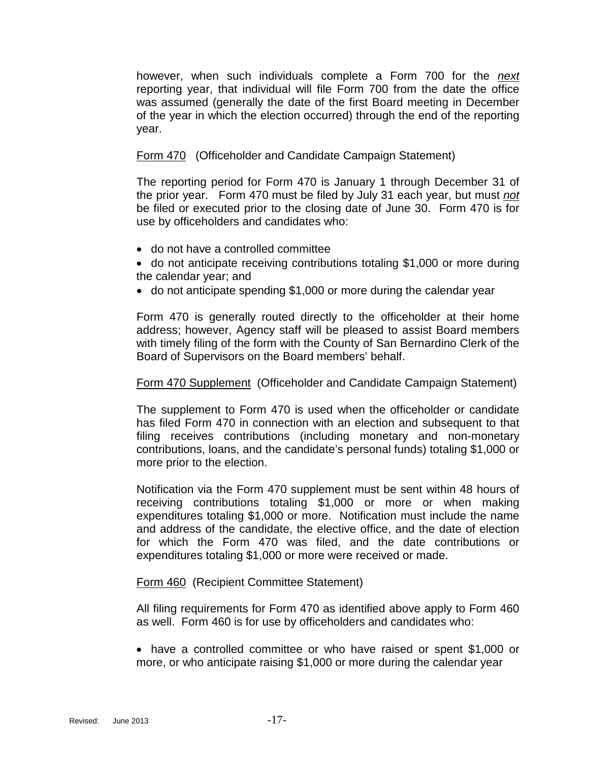however, when such individuals complete a Form 700 for the *next* reporting year, that individual will file Form 700 from the date the office was assumed (generally the date of the first Board meeting in December of the year in which the election occurred) through the end of the reporting year.

Form 470 (Officeholder and Candidate Campaign Statement)

The reporting period for Form 470 is January 1 through December 31 of the prior year. Form 470 must be filed by July 31 each year, but must *not* be filed or executed prior to the closing date of June 30. Form 470 is for use by officeholders and candidates who:

- do not have a controlled committee
- do not anticipate receiving contributions totaling $1,000 or more during the calendar year; and
- do not anticipate spending $1,000 or more during the calendar year

Form 470 is generally routed directly to the officeholder at their home address; however, Agency staff will be pleased to assist Board members with timely filing of the form with the County of San Bernardino Clerk of the Board of Supervisors on the Board members' behalf.

Form 470 Supplement (Officeholder and Candidate Campaign Statement)

The supplement to Form 470 is used when the officeholder or candidate has filed Form 470 in connection with an election and subsequent to that filing receives contributions (including monetary and non-monetary contributions, loans, and the candidate's personal funds) totaling $1,000 or more prior to the election.

Notification via the Form 470 supplement must be sent within 48 hours of receiving contributions totaling $1,000 or more or when making expenditures totaling $1,000 or more. Notification must include the name and address of the candidate, the elective office, and the date of election for which the Form 470 was filed, and the date contributions or expenditures totaling $1,000 or more were received or made.

Form 460 (Recipient Committee Statement)

All filing requirements for Form 470 as identified above apply to Form 460 as well. Form 460 is for use by officeholders and candidates who:

- have a controlled committee or who have raised or spent $1,000 or more, or who anticipate raising $1,000 or more during the calendar year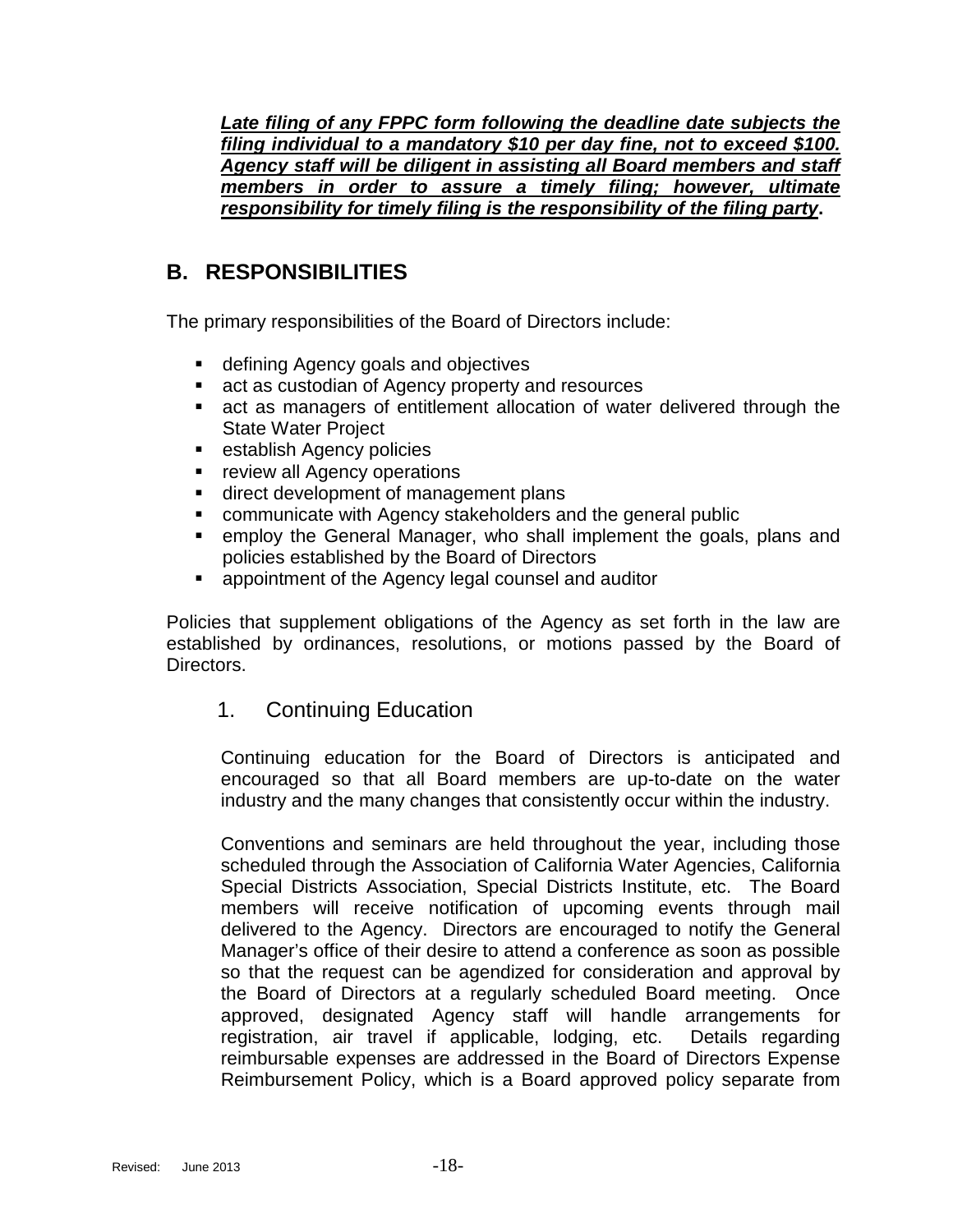***Late filing of any FPPC form following the deadline date subjects the filing individual to a mandatory $10 per day fine, not to exceed $100. Agency staff will be diligent in assisting all Board members and staff members in order to assure a timely filing; however, ultimate responsibility for timely filing is the responsibility of the filing party*.**

## B. RESPONSIBILITIES

The primary responsibilities of the Board of Directors include:

- defining Agency goals and objectives
- act as custodian of Agency property and resources
- act as managers of entitlement allocation of water delivered through the State Water Project
- establish Agency policies
- review all Agency operations
- direct development of management plans
- communicate with Agency stakeholders and the general public
- employ the General Manager, who shall implement the goals, plans and policies established by the Board of Directors
- appointment of the Agency legal counsel and auditor

Policies that supplement obligations of the Agency as set forth in the law are established by ordinances, resolutions, or motions passed by the Board of Directors.

### 1. Continuing Education

Continuing education for the Board of Directors is anticipated and encouraged so that all Board members are up-to-date on the water industry and the many changes that consistently occur within the industry.

Conventions and seminars are held throughout the year, including those scheduled through the Association of California Water Agencies, California Special Districts Association, Special Districts Institute, etc. The Board members will receive notification of upcoming events through mail delivered to the Agency. Directors are encouraged to notify the General Manager's office of their desire to attend a conference as soon as possible so that the request can be agendized for consideration and approval by the Board of Directors at a regularly scheduled Board meeting. Once approved, designated Agency staff will handle arrangements for registration, air travel if applicable, lodging, etc. Details regarding reimbursable expenses are addressed in the Board of Directors Expense Reimbursement Policy, which is a Board approved policy separate from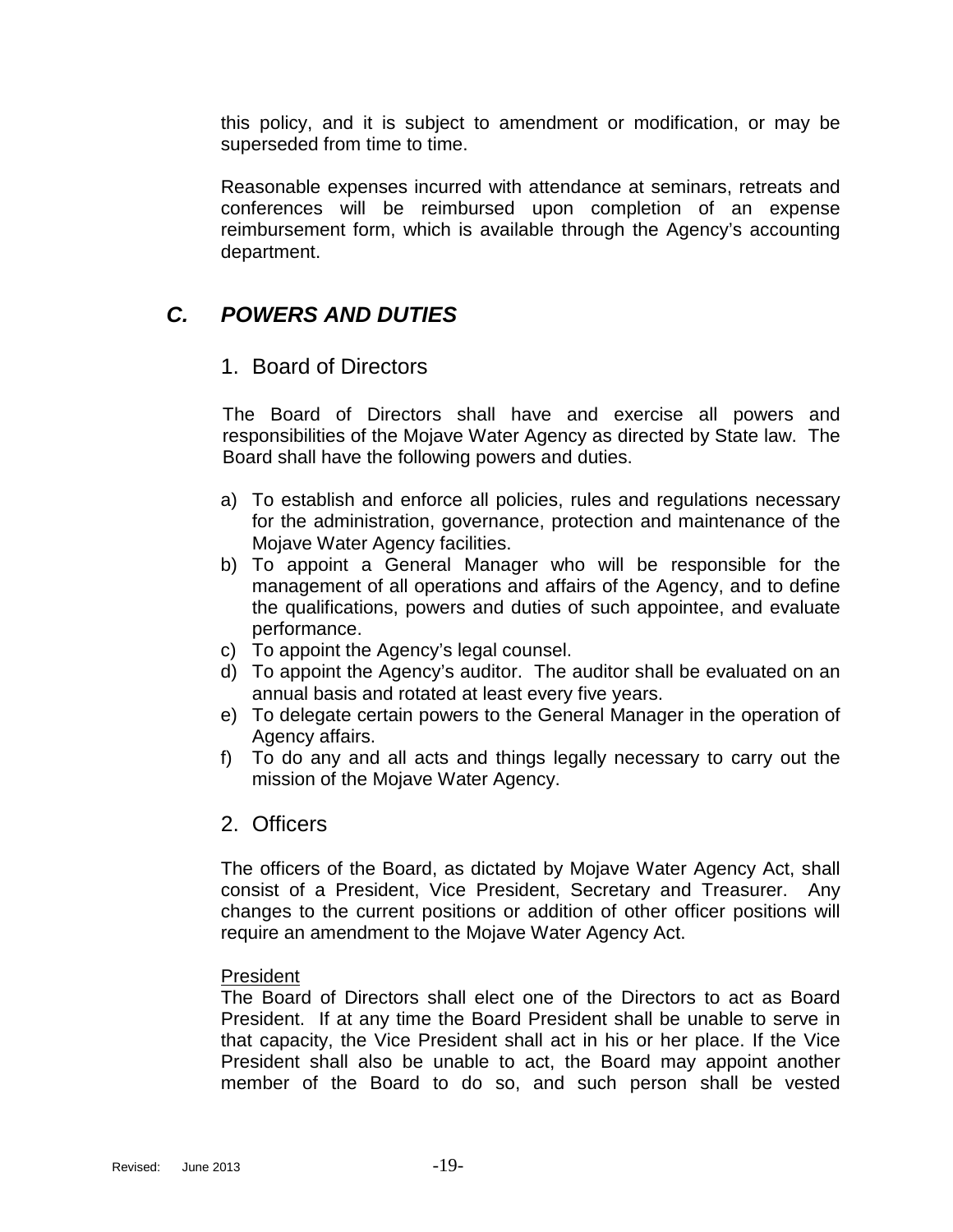this policy, and it is subject to amendment or modification, or may be superseded from time to time.

Reasonable expenses incurred with attendance at seminars, retreats and conferences will be reimbursed upon completion of an expense reimbursement form, which is available through the Agency's accounting department.

## *C. POWERS AND DUTIES*

### 1. Board of Directors

The Board of Directors shall have and exercise all powers and responsibilities of the Mojave Water Agency as directed by State law. The Board shall have the following powers and duties.

a) To establish and enforce all policies, rules and regulations necessary for the administration, governance, protection and maintenance of the Mojave Water Agency facilities.
b) To appoint a General Manager who will be responsible for the management of all operations and affairs of the Agency, and to define the qualifications, powers and duties of such appointee, and evaluate performance.
c) To appoint the Agency's legal counsel.
d) To appoint the Agency's auditor. The auditor shall be evaluated on an annual basis and rotated at least every five years.
e) To delegate certain powers to the General Manager in the operation of Agency affairs.
f) To do any and all acts and things legally necessary to carry out the mission of the Mojave Water Agency.

### 2. Officers

The officers of the Board, as dictated by Mojave Water Agency Act, shall consist of a President, Vice President, Secretary and Treasurer. Any changes to the current positions or addition of other officer positions will require an amendment to the Mojave Water Agency Act.

<u>President</u>
The Board of Directors shall elect one of the Directors to act as Board President. If at any time the Board President shall be unable to serve in that capacity, the Vice President shall act in his or her place. If the Vice President shall also be unable to act, the Board may appoint another member of the Board to do so, and such person shall be vested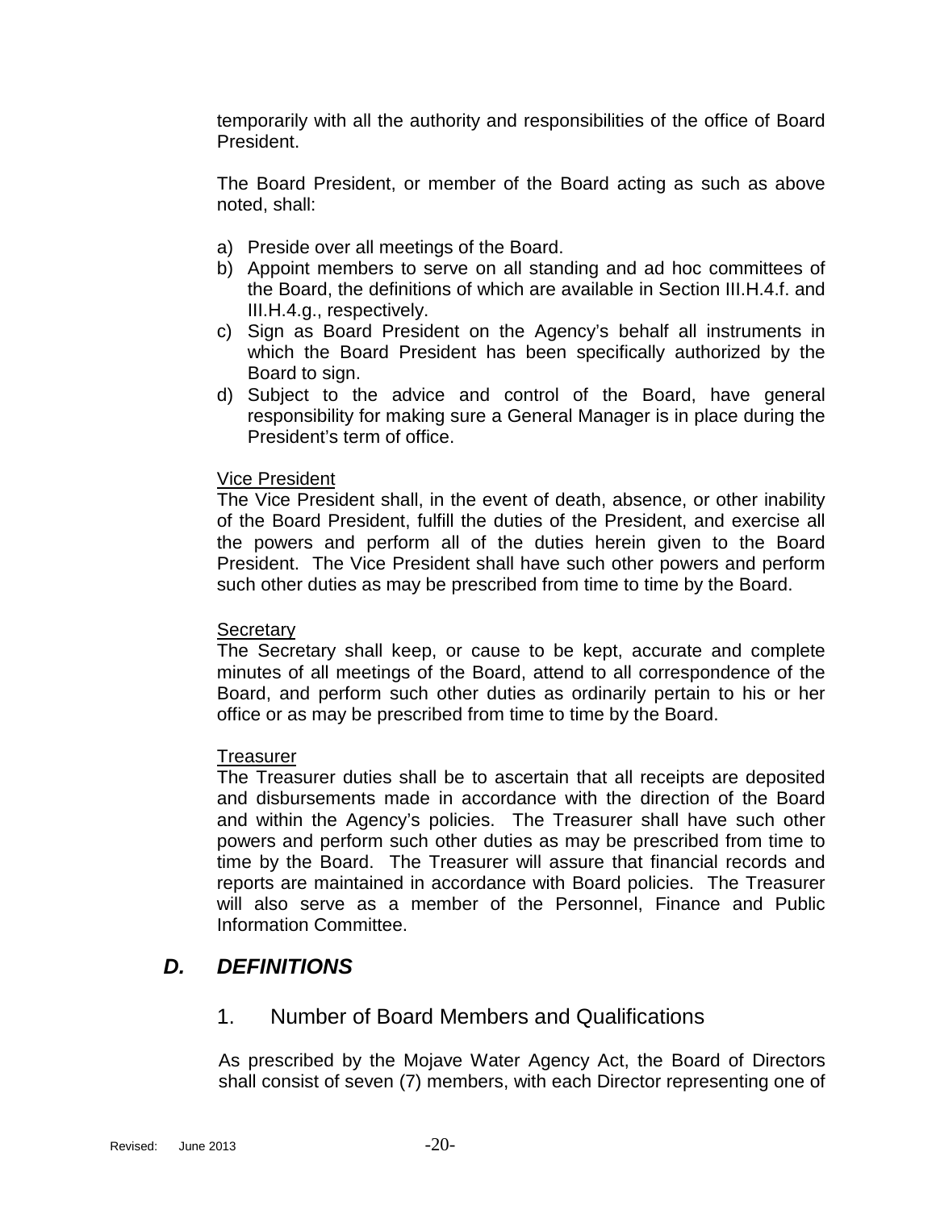temporarily with all the authority and responsibilities of the office of Board President.

The Board President, or member of the Board acting as such as above noted, shall:

a) Preside over all meetings of the Board.
b) Appoint members to serve on all standing and ad hoc committees of the Board, the definitions of which are available in Section III.H.4.f. and III.H.4.g., respectively.
c) Sign as Board President on the Agency's behalf all instruments in which the Board President has been specifically authorized by the Board to sign.
d) Subject to the advice and control of the Board, have general responsibility for making sure a General Manager is in place during the President's term of office.

<u>Vice President</u>
The Vice President shall, in the event of death, absence, or other inability of the Board President, fulfill the duties of the President, and exercise all the powers and perform all of the duties herein given to the Board President. The Vice President shall have such other powers and perform such other duties as may be prescribed from time to time by the Board.

<u>Secretary</u>
The Secretary shall keep, or cause to be kept, accurate and complete minutes of all meetings of the Board, attend to all correspondence of the Board, and perform such other duties as ordinarily pertain to his or her office or as may be prescribed from time to time by the Board.

<u>Treasurer</u>
The Treasurer duties shall be to ascertain that all receipts are deposited and disbursements made in accordance with the direction of the Board and within the Agency's policies. The Treasurer shall have such other powers and perform such other duties as may be prescribed from time to time by the Board. The Treasurer will assure that financial records and reports are maintained in accordance with Board policies. The Treasurer will also serve as a member of the Personnel, Finance and Public Information Committee.

## *D. DEFINITIONS*

### 1. Number of Board Members and Qualifications

As prescribed by the Mojave Water Agency Act, the Board of Directors shall consist of seven (7) members, with each Director representing one of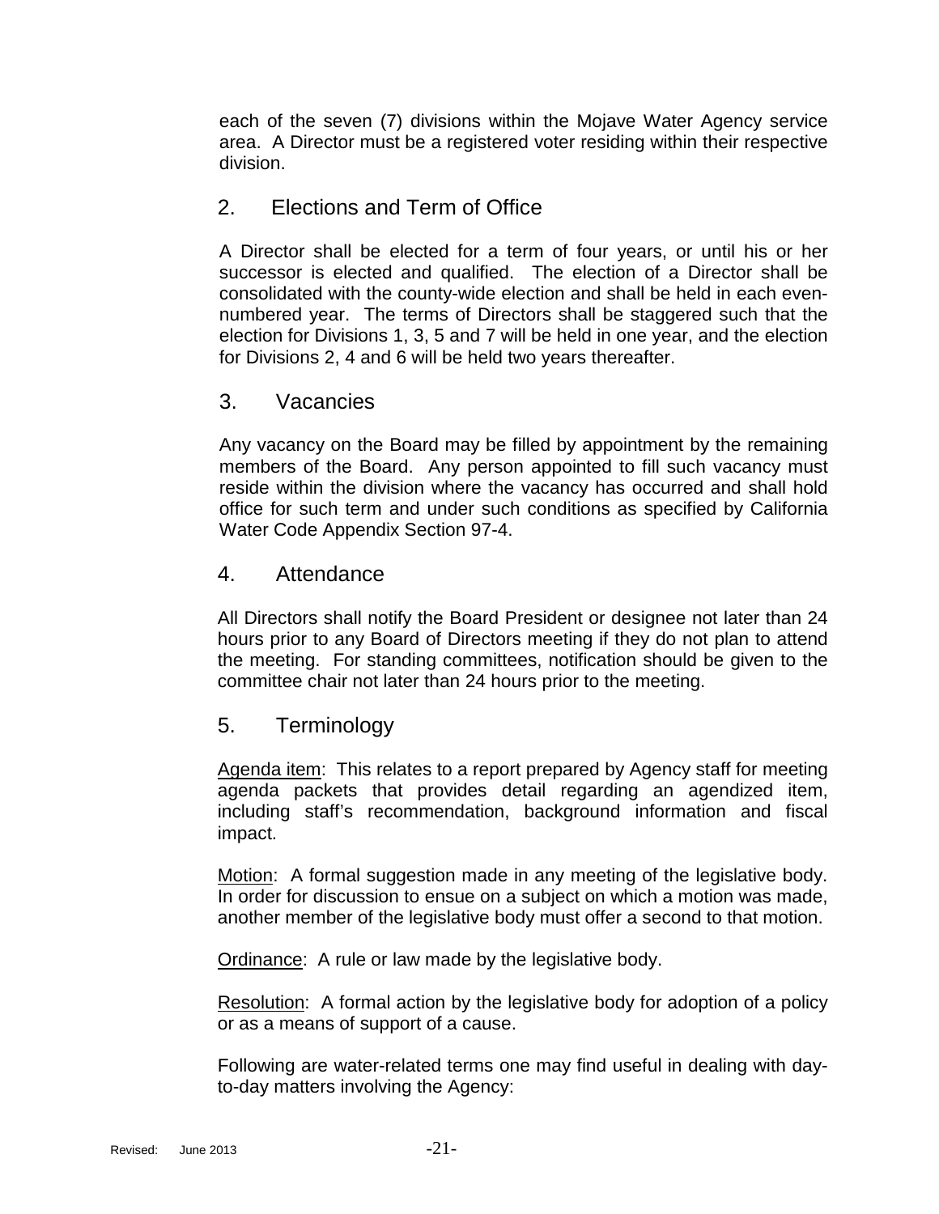each of the seven (7) divisions within the Mojave Water Agency service area. A Director must be a registered voter residing within their respective division.

## 2. Elections and Term of Office

A Director shall be elected for a term of four years, or until his or her successor is elected and qualified. The election of a Director shall be consolidated with the county-wide election and shall be held in each even-numbered year. The terms of Directors shall be staggered such that the election for Divisions 1, 3, 5 and 7 will be held in one year, and the election for Divisions 2, 4 and 6 will be held two years thereafter.

## 3. Vacancies

Any vacancy on the Board may be filled by appointment by the remaining members of the Board. Any person appointed to fill such vacancy must reside within the division where the vacancy has occurred and shall hold office for such term and under such conditions as specified by California Water Code Appendix Section 97-4.

## 4. Attendance

All Directors shall notify the Board President or designee not later than 24 hours prior to any Board of Directors meeting if they do not plan to attend the meeting. For standing committees, notification should be given to the committee chair not later than 24 hours prior to the meeting.

## 5. Terminology

<u>Agenda item</u>: This relates to a report prepared by Agency staff for meeting agenda packets that provides detail regarding an agendized item, including staff's recommendation, background information and fiscal impact.

<u>Motion</u>: A formal suggestion made in any meeting of the legislative body. In order for discussion to ensue on a subject on which a motion was made, another member of the legislative body must offer a second to that motion.

<u>Ordinance</u>: A rule or law made by the legislative body.

<u>Resolution</u>: A formal action by the legislative body for adoption of a policy or as a means of support of a cause.

Following are water-related terms one may find useful in dealing with day-to-day matters involving the Agency: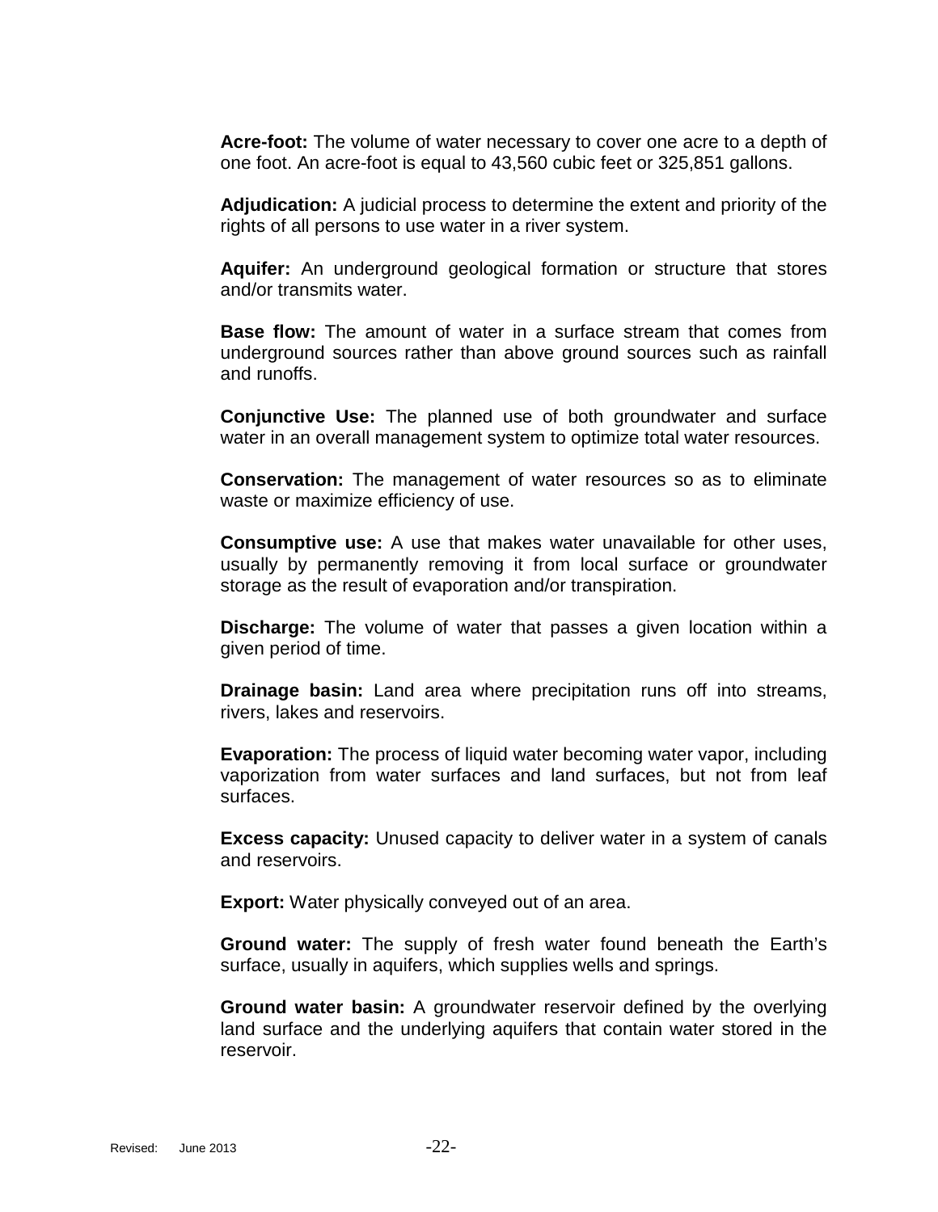**Acre-foot:** The volume of water necessary to cover one acre to a depth of one foot. An acre-foot is equal to 43,560 cubic feet or 325,851 gallons.

**Adjudication:** A judicial process to determine the extent and priority of the rights of all persons to use water in a river system.

**Aquifer:** An underground geological formation or structure that stores and/or transmits water.

**Base flow:** The amount of water in a surface stream that comes from underground sources rather than above ground sources such as rainfall and runoffs.

**Conjunctive Use:** The planned use of both groundwater and surface water in an overall management system to optimize total water resources.

**Conservation:** The management of water resources so as to eliminate waste or maximize efficiency of use.

**Consumptive use:** A use that makes water unavailable for other uses, usually by permanently removing it from local surface or groundwater storage as the result of evaporation and/or transpiration.

**Discharge:** The volume of water that passes a given location within a given period of time.

**Drainage basin:** Land area where precipitation runs off into streams, rivers, lakes and reservoirs.

**Evaporation:** The process of liquid water becoming water vapor, including vaporization from water surfaces and land surfaces, but not from leaf surfaces.

**Excess capacity:** Unused capacity to deliver water in a system of canals and reservoirs.

**Export:** Water physically conveyed out of an area.

**Ground water:** The supply of fresh water found beneath the Earth's surface, usually in aquifers, which supplies wells and springs.

**Ground water basin:** A groundwater reservoir defined by the overlying land surface and the underlying aquifers that contain water stored in the reservoir.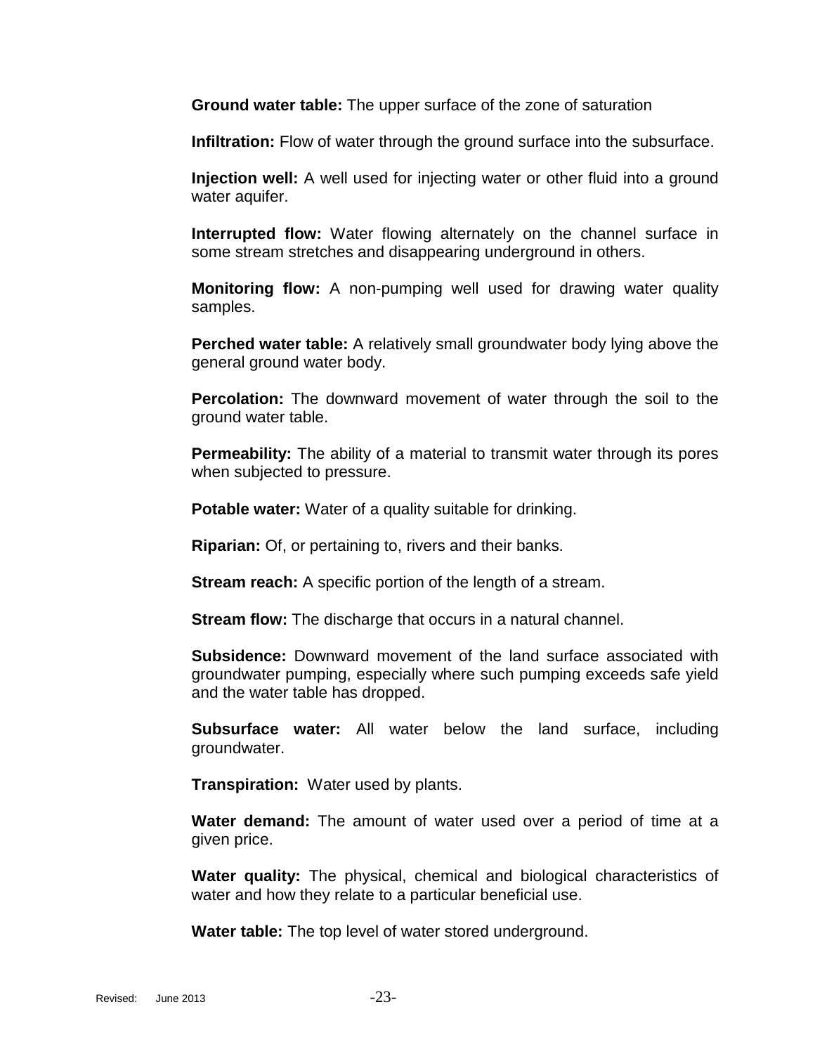**Ground water table:** The upper surface of the zone of saturation

**Infiltration:** Flow of water through the ground surface into the subsurface.

**Injection well:** A well used for injecting water or other fluid into a ground water aquifer.

**Interrupted flow:** Water flowing alternately on the channel surface in some stream stretches and disappearing underground in others.

**Monitoring flow:** A non-pumping well used for drawing water quality samples.

**Perched water table:** A relatively small groundwater body lying above the general ground water body.

**Percolation:** The downward movement of water through the soil to the ground water table.

**Permeability:** The ability of a material to transmit water through its pores when subjected to pressure.

**Potable water:** Water of a quality suitable for drinking.

**Riparian:** Of, or pertaining to, rivers and their banks.

**Stream reach:** A specific portion of the length of a stream.

**Stream flow:** The discharge that occurs in a natural channel.

**Subsidence:** Downward movement of the land surface associated with groundwater pumping, especially where such pumping exceeds safe yield and the water table has dropped.

**Subsurface water:** All water below the land surface, including groundwater.

**Transpiration:** Water used by plants.

**Water demand:** The amount of water used over a period of time at a given price.

**Water quality:** The physical, chemical and biological characteristics of water and how they relate to a particular beneficial use.

**Water table:** The top level of water stored underground.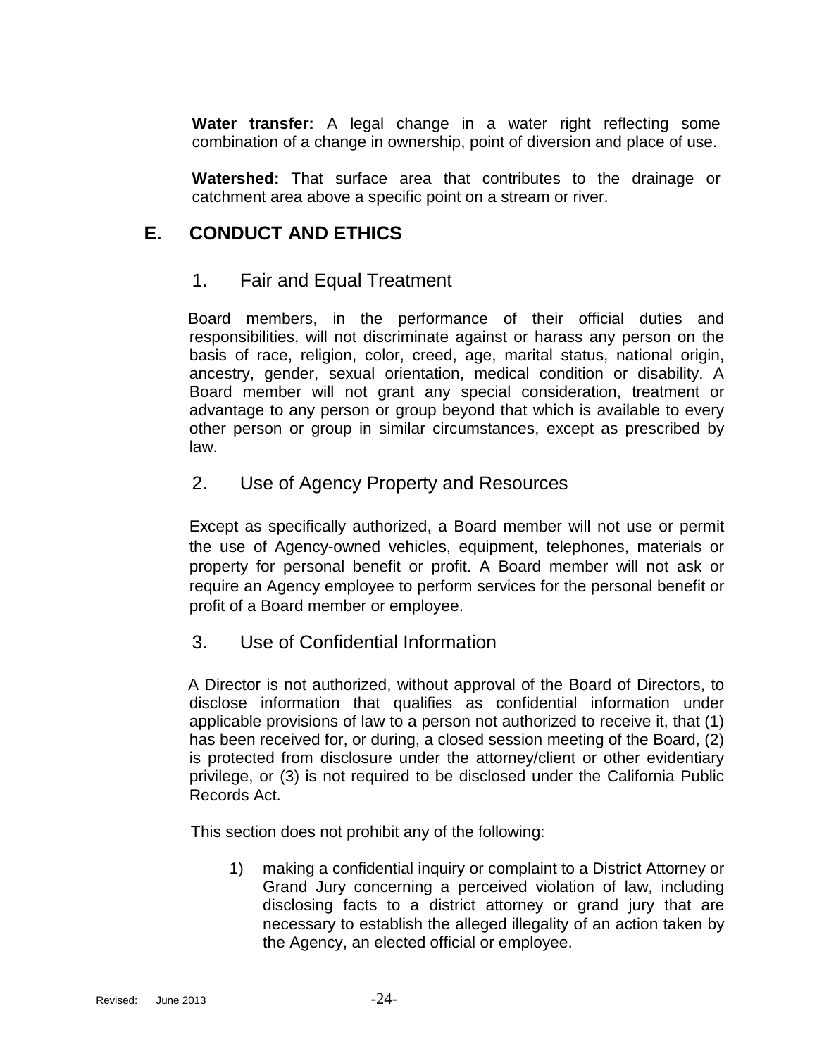**Water transfer:** A legal change in a water right reflecting some combination of a change in ownership, point of diversion and place of use.

**Watershed:** That surface area that contributes to the drainage or catchment area above a specific point on a stream or river.

## E. CONDUCT AND ETHICS

### 1. Fair and Equal Treatment

Board members, in the performance of their official duties and responsibilities, will not discriminate against or harass any person on the basis of race, religion, color, creed, age, marital status, national origin, ancestry, gender, sexual orientation, medical condition or disability. A Board member will not grant any special consideration, treatment or advantage to any person or group beyond that which is available to every other person or group in similar circumstances, except as prescribed by law.

### 2. Use of Agency Property and Resources

Except as specifically authorized, a Board member will not use or permit the use of Agency-owned vehicles, equipment, telephones, materials or property for personal benefit or profit. A Board member will not ask or require an Agency employee to perform services for the personal benefit or profit of a Board member or employee.

### 3. Use of Confidential Information

A Director is not authorized, without approval of the Board of Directors, to disclose information that qualifies as confidential information under applicable provisions of law to a person not authorized to receive it, that (1) has been received for, or during, a closed session meeting of the Board, (2) is protected from disclosure under the attorney/client or other evidentiary privilege, or (3) is not required to be disclosed under the California Public Records Act.

This section does not prohibit any of the following:

1) making a confidential inquiry or complaint to a District Attorney or Grand Jury concerning a perceived violation of law, including disclosing facts to a district attorney or grand jury that are necessary to establish the alleged illegality of an action taken by the Agency, an elected official or employee.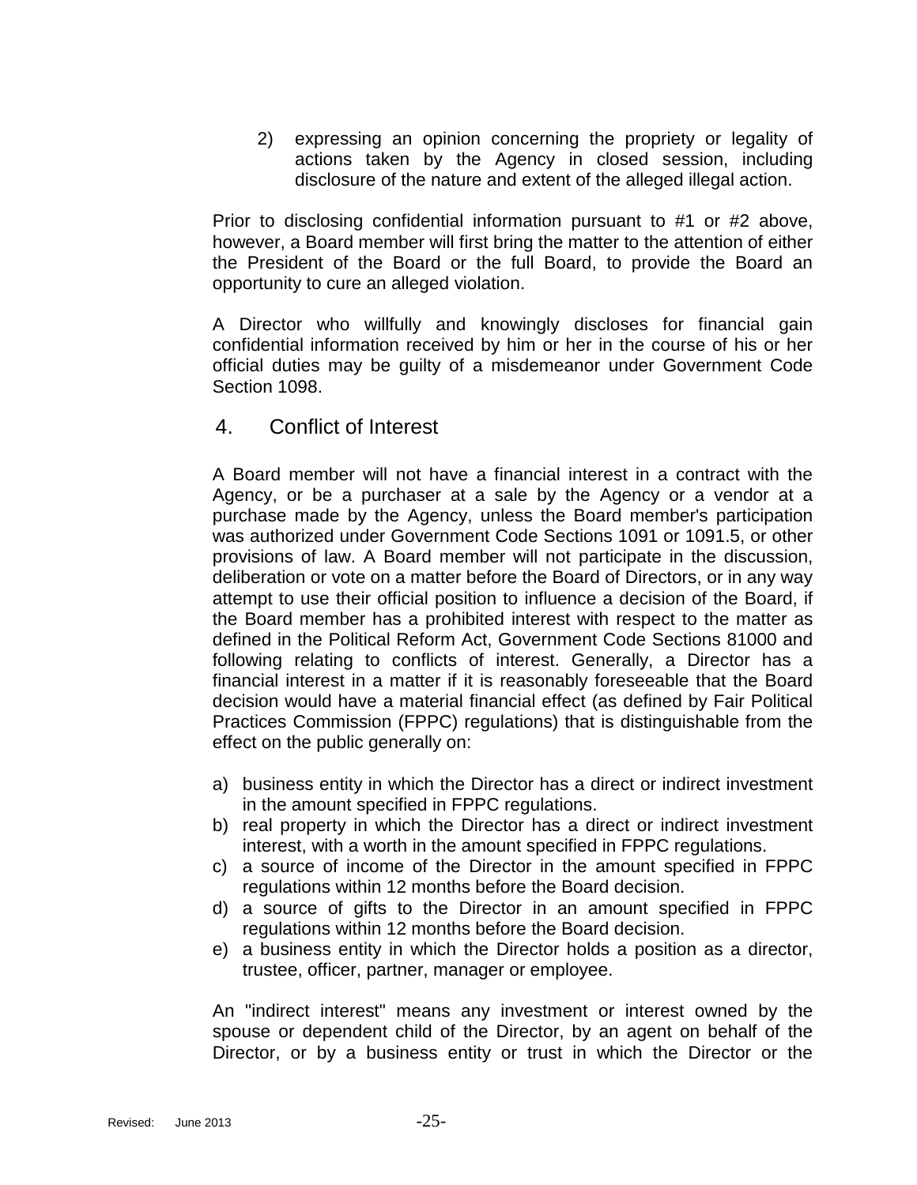2) expressing an opinion concerning the propriety or legality of actions taken by the Agency in closed session, including disclosure of the nature and extent of the alleged illegal action.

Prior to disclosing confidential information pursuant to #1 or #2 above, however, a Board member will first bring the matter to the attention of either the President of the Board or the full Board, to provide the Board an opportunity to cure an alleged violation.

A Director who willfully and knowingly discloses for financial gain confidential information received by him or her in the course of his or her official duties may be guilty of a misdemeanor under Government Code Section 1098.

## 4. Conflict of Interest

A Board member will not have a financial interest in a contract with the Agency, or be a purchaser at a sale by the Agency or a vendor at a purchase made by the Agency, unless the Board member's participation was authorized under Government Code Sections 1091 or 1091.5, or other provisions of law. A Board member will not participate in the discussion, deliberation or vote on a matter before the Board of Directors, or in any way attempt to use their official position to influence a decision of the Board, if the Board member has a prohibited interest with respect to the matter as defined in the Political Reform Act, Government Code Sections 81000 and following relating to conflicts of interest. Generally, a Director has a financial interest in a matter if it is reasonably foreseeable that the Board decision would have a material financial effect (as defined by Fair Political Practices Commission (FPPC) regulations) that is distinguishable from the effect on the public generally on:

a) business entity in which the Director has a direct or indirect investment in the amount specified in FPPC regulations.
b) real property in which the Director has a direct or indirect investment interest, with a worth in the amount specified in FPPC regulations.
c) a source of income of the Director in the amount specified in FPPC regulations within 12 months before the Board decision.
d) a source of gifts to the Director in an amount specified in FPPC regulations within 12 months before the Board decision.
e) a business entity in which the Director holds a position as a director, trustee, officer, partner, manager or employee.

An "indirect interest" means any investment or interest owned by the spouse or dependent child of the Director, by an agent on behalf of the Director, or by a business entity or trust in which the Director or the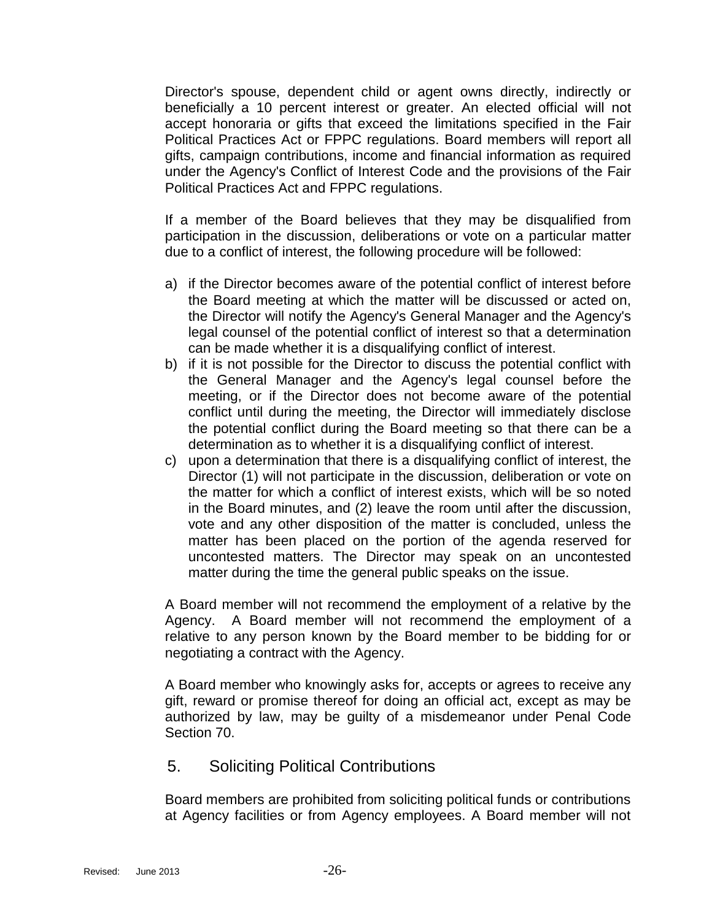Director's spouse, dependent child or agent owns directly, indirectly or beneficially a 10 percent interest or greater. An elected official will not accept honoraria or gifts that exceed the limitations specified in the Fair Political Practices Act or FPPC regulations. Board members will report all gifts, campaign contributions, income and financial information as required under the Agency's Conflict of Interest Code and the provisions of the Fair Political Practices Act and FPPC regulations.

If a member of the Board believes that they may be disqualified from participation in the discussion, deliberations or vote on a particular matter due to a conflict of interest, the following procedure will be followed:

a) if the Director becomes aware of the potential conflict of interest before the Board meeting at which the matter will be discussed or acted on, the Director will notify the Agency's General Manager and the Agency's legal counsel of the potential conflict of interest so that a determination can be made whether it is a disqualifying conflict of interest.
b) if it is not possible for the Director to discuss the potential conflict with the General Manager and the Agency's legal counsel before the meeting, or if the Director does not become aware of the potential conflict until during the meeting, the Director will immediately disclose the potential conflict during the Board meeting so that there can be a determination as to whether it is a disqualifying conflict of interest.
c) upon a determination that there is a disqualifying conflict of interest, the Director (1) will not participate in the discussion, deliberation or vote on the matter for which a conflict of interest exists, which will be so noted in the Board minutes, and (2) leave the room until after the discussion, vote and any other disposition of the matter is concluded, unless the matter has been placed on the portion of the agenda reserved for uncontested matters. The Director may speak on an uncontested matter during the time the general public speaks on the issue.

A Board member will not recommend the employment of a relative by the Agency. A Board member will not recommend the employment of a relative to any person known by the Board member to be bidding for or negotiating a contract with the Agency.

A Board member who knowingly asks for, accepts or agrees to receive any gift, reward or promise thereof for doing an official act, except as may be authorized by law, may be guilty of a misdemeanor under Penal Code Section 70.

## 5. Soliciting Political Contributions

Board members are prohibited from soliciting political funds or contributions at Agency facilities or from Agency employees. A Board member will not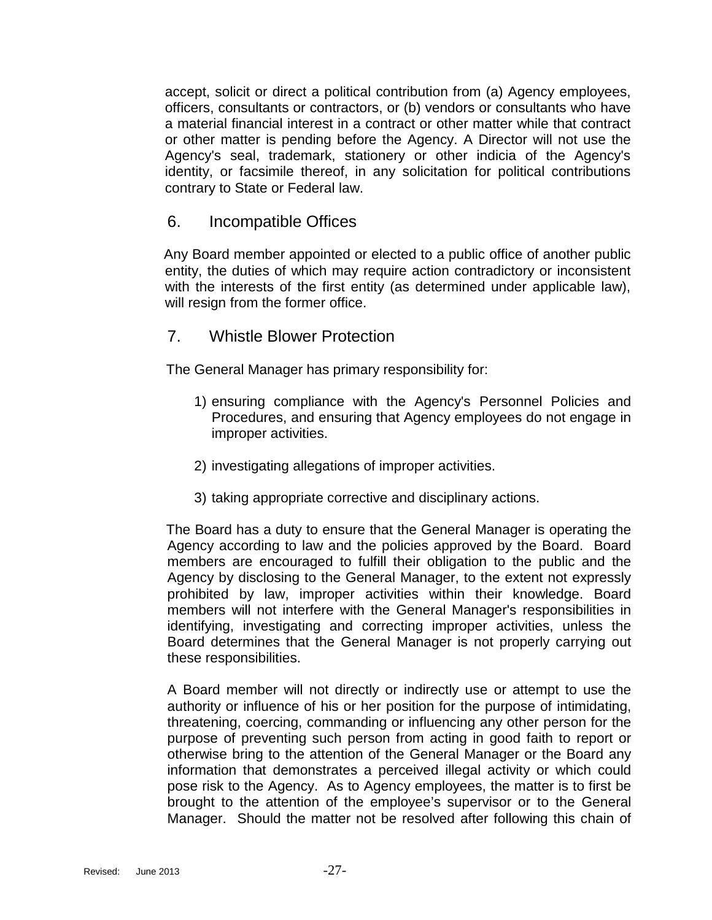accept, solicit or direct a political contribution from (a) Agency employees, officers, consultants or contractors, or (b) vendors or consultants who have a material financial interest in a contract or other matter while that contract or other matter is pending before the Agency. A Director will not use the Agency's seal, trademark, stationery or other indicia of the Agency's identity, or facsimile thereof, in any solicitation for political contributions contrary to State or Federal law.

## 6. Incompatible Offices

Any Board member appointed or elected to a public office of another public entity, the duties of which may require action contradictory or inconsistent with the interests of the first entity (as determined under applicable law), will resign from the former office.

## 7. Whistle Blower Protection

The General Manager has primary responsibility for:

1) ensuring compliance with the Agency's Personnel Policies and Procedures, and ensuring that Agency employees do not engage in improper activities.

2) investigating allegations of improper activities.

3) taking appropriate corrective and disciplinary actions.

The Board has a duty to ensure that the General Manager is operating the Agency according to law and the policies approved by the Board. Board members are encouraged to fulfill their obligation to the public and the Agency by disclosing to the General Manager, to the extent not expressly prohibited by law, improper activities within their knowledge. Board members will not interfere with the General Manager's responsibilities in identifying, investigating and correcting improper activities, unless the Board determines that the General Manager is not properly carrying out these responsibilities.

A Board member will not directly or indirectly use or attempt to use the authority or influence of his or her position for the purpose of intimidating, threatening, coercing, commanding or influencing any other person for the purpose of preventing such person from acting in good faith to report or otherwise bring to the attention of the General Manager or the Board any information that demonstrates a perceived illegal activity or which could pose risk to the Agency. As to Agency employees, the matter is to first be brought to the attention of the employee's supervisor or to the General Manager. Should the matter not be resolved after following this chain of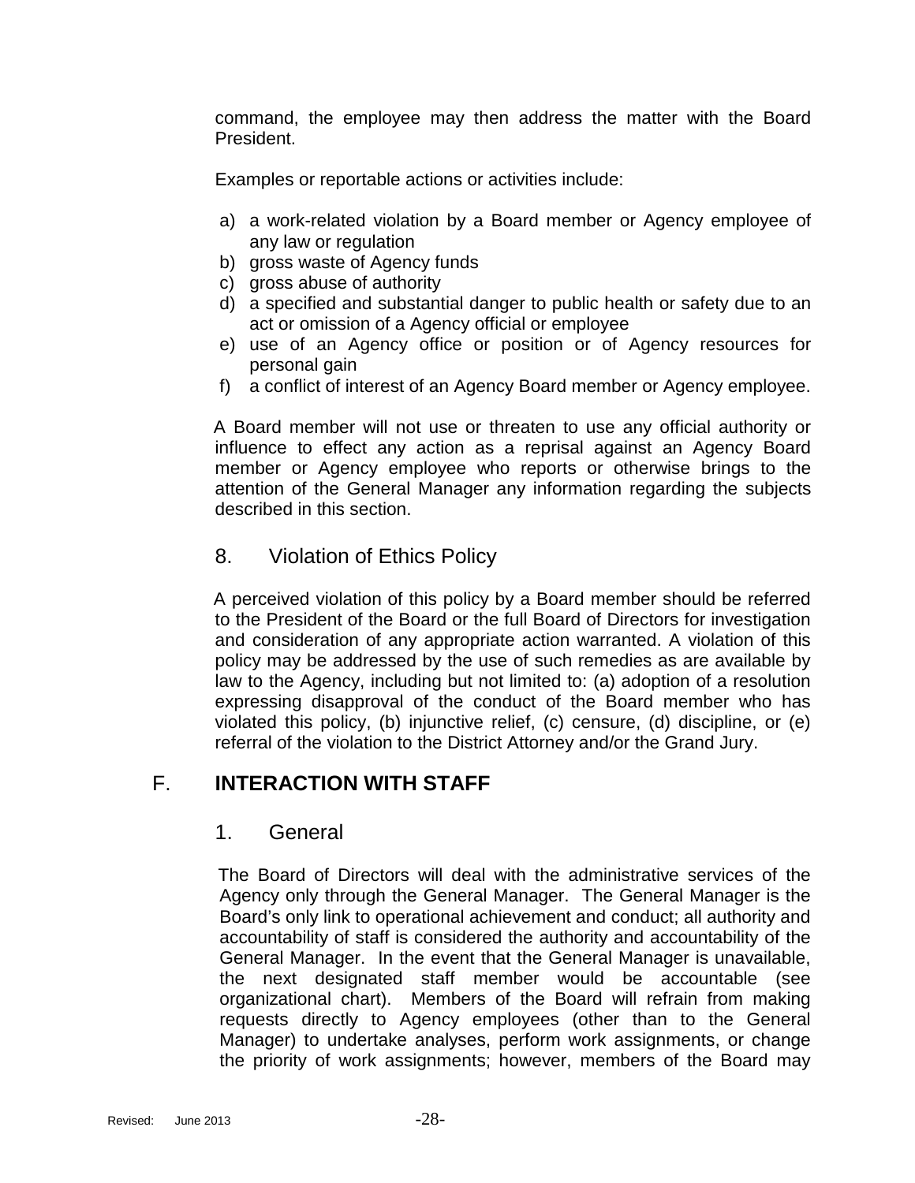command, the employee may then address the matter with the Board President.

Examples or reportable actions or activities include:

a) a work-related violation by a Board member or Agency employee of any law or regulation
b) gross waste of Agency funds
c) gross abuse of authority
d) a specified and substantial danger to public health or safety due to an act or omission of a Agency official or employee
e) use of an Agency office or position or of Agency resources for personal gain
f) a conflict of interest of an Agency Board member or Agency employee.

A Board member will not use or threaten to use any official authority or influence to effect any action as a reprisal against an Agency Board member or Agency employee who reports or otherwise brings to the attention of the General Manager any information regarding the subjects described in this section.

### 8. Violation of Ethics Policy

A perceived violation of this policy by a Board member should be referred to the President of the Board or the full Board of Directors for investigation and consideration of any appropriate action warranted. A violation of this policy may be addressed by the use of such remedies as are available by law to the Agency, including but not limited to: (a) adoption of a resolution expressing disapproval of the conduct of the Board member who has violated this policy, (b) injunctive relief, (c) censure, (d) discipline, or (e) referral of the violation to the District Attorney and/or the Grand Jury.

## F. INTERACTION WITH STAFF

### 1. General

The Board of Directors will deal with the administrative services of the Agency only through the General Manager. The General Manager is the Board's only link to operational achievement and conduct; all authority and accountability of staff is considered the authority and accountability of the General Manager. In the event that the General Manager is unavailable, the next designated staff member would be accountable (see organizational chart). Members of the Board will refrain from making requests directly to Agency employees (other than to the General Manager) to undertake analyses, perform work assignments, or change the priority of work assignments; however, members of the Board may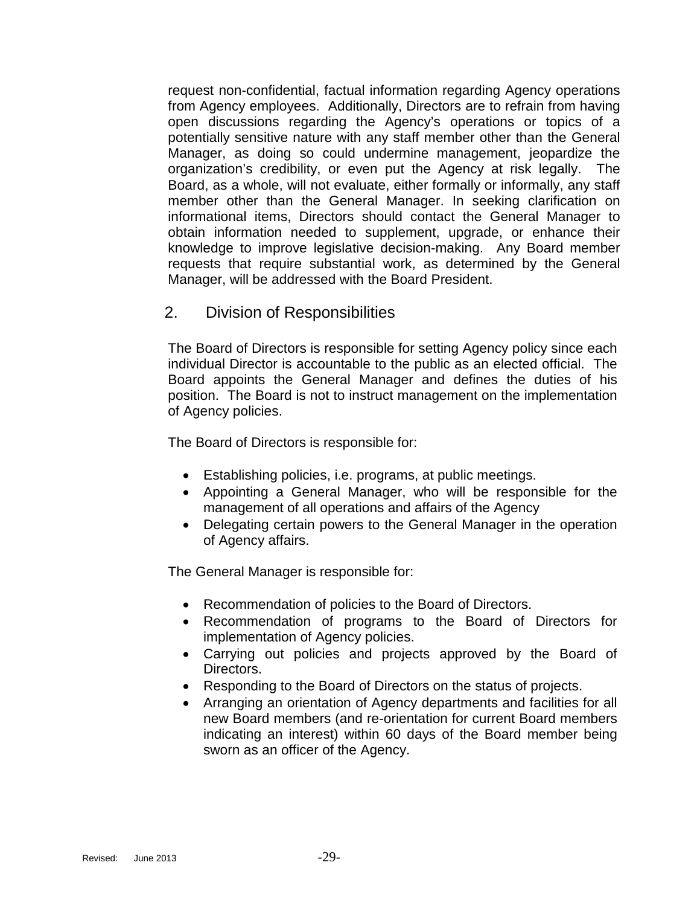request non-confidential, factual information regarding Agency operations from Agency employees. Additionally, Directors are to refrain from having open discussions regarding the Agency's operations or topics of a potentially sensitive nature with any staff member other than the General Manager, as doing so could undermine management, jeopardize the organization's credibility, or even put the Agency at risk legally. The Board, as a whole, will not evaluate, either formally or informally, any staff member other than the General Manager. In seeking clarification on informational items, Directors should contact the General Manager to obtain information needed to supplement, upgrade, or enhance their knowledge to improve legislative decision-making. Any Board member requests that require substantial work, as determined by the General Manager, will be addressed with the Board President.

## 2. Division of Responsibilities

The Board of Directors is responsible for setting Agency policy since each individual Director is accountable to the public as an elected official. The Board appoints the General Manager and defines the duties of his position. The Board is not to instruct management on the implementation of Agency policies.

The Board of Directors is responsible for:

- Establishing policies, i.e. programs, at public meetings.
- Appointing a General Manager, who will be responsible for the management of all operations and affairs of the Agency
- Delegating certain powers to the General Manager in the operation of Agency affairs.

The General Manager is responsible for:

- Recommendation of policies to the Board of Directors.
- Recommendation of programs to the Board of Directors for implementation of Agency policies.
- Carrying out policies and projects approved by the Board of Directors.
- Responding to the Board of Directors on the status of projects.
- Arranging an orientation of Agency departments and facilities for all new Board members (and re-orientation for current Board members indicating an interest) within 60 days of the Board member being sworn as an officer of the Agency.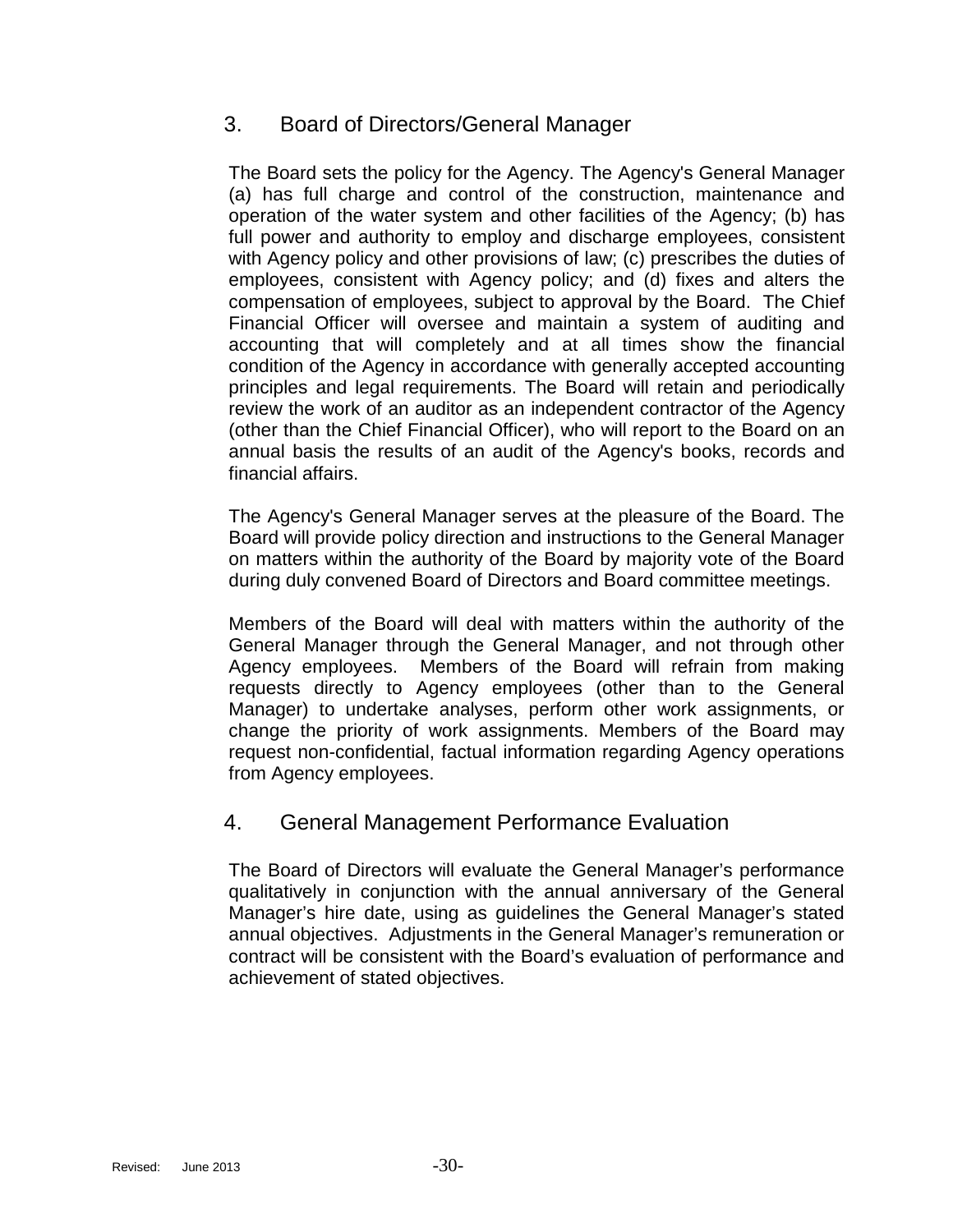## 3. Board of Directors/General Manager

The Board sets the policy for the Agency. The Agency's General Manager (a) has full charge and control of the construction, maintenance and operation of the water system and other facilities of the Agency; (b) has full power and authority to employ and discharge employees, consistent with Agency policy and other provisions of law; (c) prescribes the duties of employees, consistent with Agency policy; and (d) fixes and alters the compensation of employees, subject to approval by the Board. The Chief Financial Officer will oversee and maintain a system of auditing and accounting that will completely and at all times show the financial condition of the Agency in accordance with generally accepted accounting principles and legal requirements. The Board will retain and periodically review the work of an auditor as an independent contractor of the Agency (other than the Chief Financial Officer), who will report to the Board on an annual basis the results of an audit of the Agency's books, records and financial affairs.

The Agency's General Manager serves at the pleasure of the Board. The Board will provide policy direction and instructions to the General Manager on matters within the authority of the Board by majority vote of the Board during duly convened Board of Directors and Board committee meetings.

Members of the Board will deal with matters within the authority of the General Manager through the General Manager, and not through other Agency employees. Members of the Board will refrain from making requests directly to Agency employees (other than to the General Manager) to undertake analyses, perform other work assignments, or change the priority of work assignments. Members of the Board may request non-confidential, factual information regarding Agency operations from Agency employees.

## 4. General Management Performance Evaluation

The Board of Directors will evaluate the General Manager's performance qualitatively in conjunction with the annual anniversary of the General Manager's hire date, using as guidelines the General Manager's stated annual objectives. Adjustments in the General Manager's remuneration or contract will be consistent with the Board's evaluation of performance and achievement of stated objectives.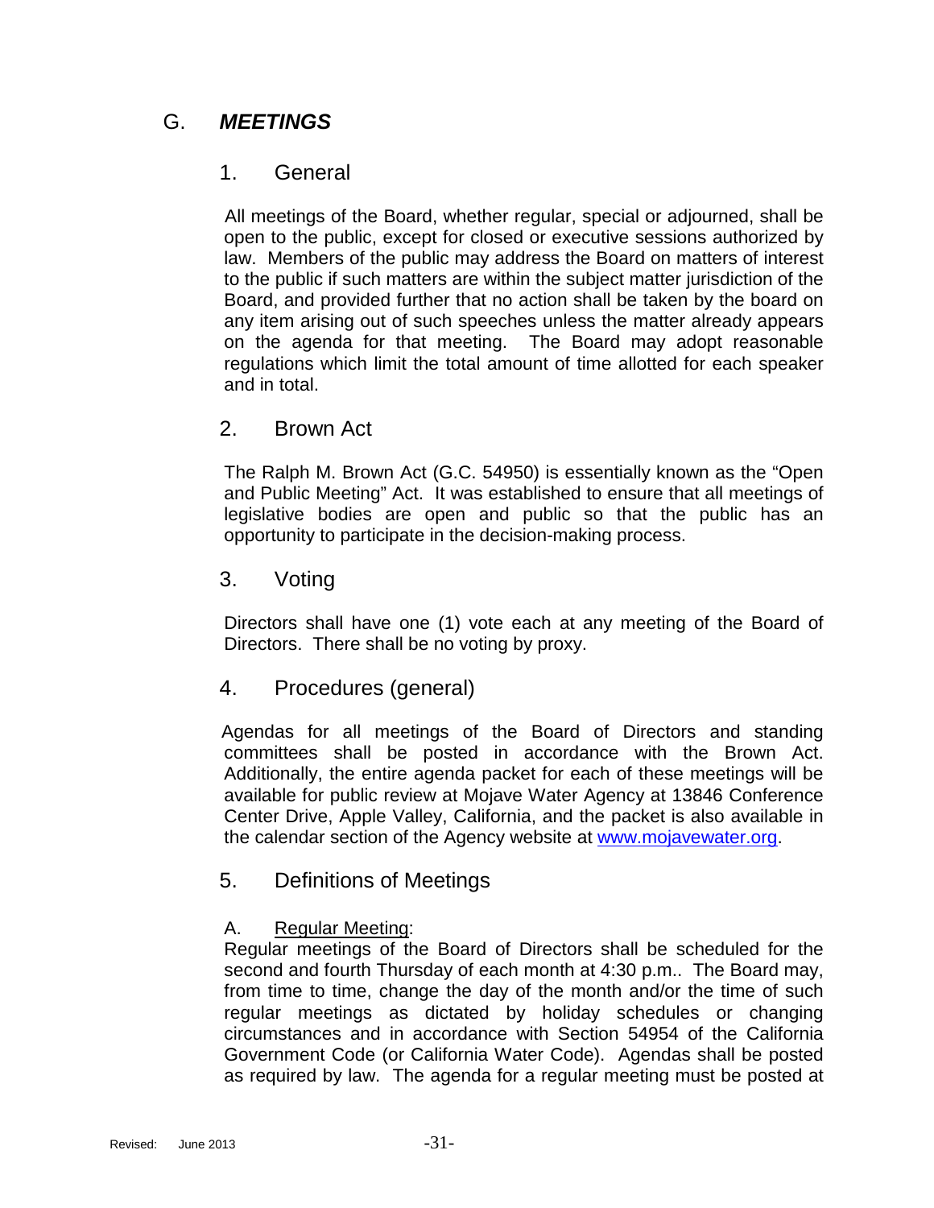## G. *MEETINGS*

### 1. General

All meetings of the Board, whether regular, special or adjourned, shall be open to the public, except for closed or executive sessions authorized by law. Members of the public may address the Board on matters of interest to the public if such matters are within the subject matter jurisdiction of the Board, and provided further that no action shall be taken by the board on any item arising out of such speeches unless the matter already appears on the agenda for that meeting. The Board may adopt reasonable regulations which limit the total amount of time allotted for each speaker and in total.

### 2. Brown Act

The Ralph M. Brown Act (G.C. 54950) is essentially known as the "Open and Public Meeting" Act. It was established to ensure that all meetings of legislative bodies are open and public so that the public has an opportunity to participate in the decision-making process.

### 3. Voting

Directors shall have one (1) vote each at any meeting of the Board of Directors. There shall be no voting by proxy.

### 4. Procedures (general)

Agendas for all meetings of the Board of Directors and standing committees shall be posted in accordance with the Brown Act. Additionally, the entire agenda packet for each of these meetings will be available for public review at Mojave Water Agency at 13846 Conference Center Drive, Apple Valley, California, and the packet is also available in the calendar section of the Agency website at [www.mojavewater.org](http://www.mojavewater.org).

### 5. Definitions of Meetings

A. Regular Meeting:
Regular meetings of the Board of Directors shall be scheduled for the second and fourth Thursday of each month at 4:30 p.m.. The Board may, from time to time, change the day of the month and/or the time of such regular meetings as dictated by holiday schedules or changing circumstances and in accordance with Section 54954 of the California Government Code (or California Water Code). Agendas shall be posted as required by law. The agenda for a regular meeting must be posted at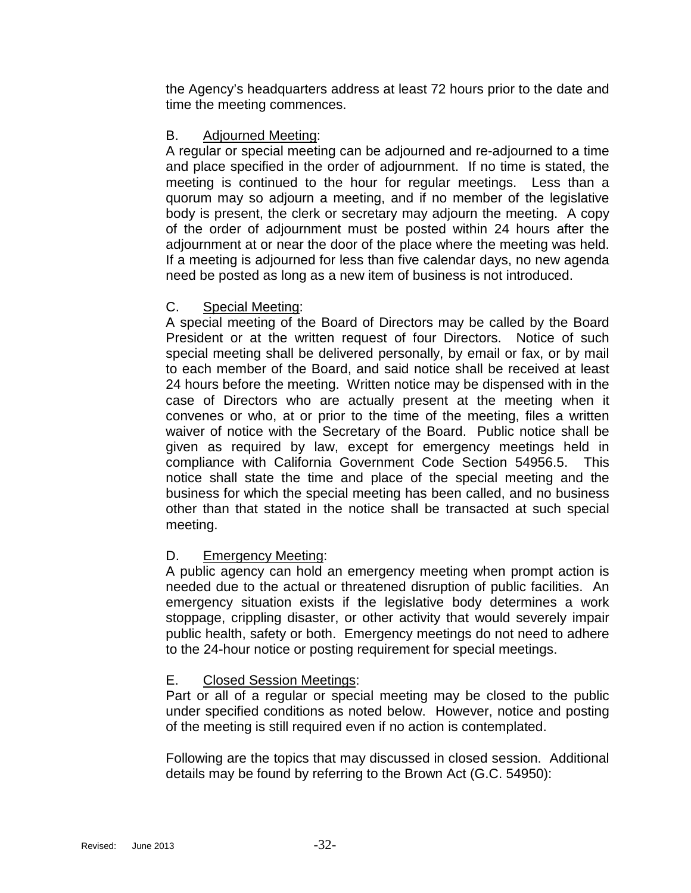the Agency's headquarters address at least 72 hours prior to the date and time the meeting commences.

B. Adjourned Meeting:

A regular or special meeting can be adjourned and re-adjourned to a time and place specified in the order of adjournment. If no time is stated, the meeting is continued to the hour for regular meetings. Less than a quorum may so adjourn a meeting, and if no member of the legislative body is present, the clerk or secretary may adjourn the meeting. A copy of the order of adjournment must be posted within 24 hours after the adjournment at or near the door of the place where the meeting was held. If a meeting is adjourned for less than five calendar days, no new agenda need be posted as long as a new item of business is not introduced.

C. Special Meeting:

A special meeting of the Board of Directors may be called by the Board President or at the written request of four Directors. Notice of such special meeting shall be delivered personally, by email or fax, or by mail to each member of the Board, and said notice shall be received at least 24 hours before the meeting. Written notice may be dispensed with in the case of Directors who are actually present at the meeting when it convenes or who, at or prior to the time of the meeting, files a written waiver of notice with the Secretary of the Board. Public notice shall be given as required by law, except for emergency meetings held in compliance with California Government Code Section 54956.5. This notice shall state the time and place of the special meeting and the business for which the special meeting has been called, and no business other than that stated in the notice shall be transacted at such special meeting.

D. Emergency Meeting:

A public agency can hold an emergency meeting when prompt action is needed due to the actual or threatened disruption of public facilities. An emergency situation exists if the legislative body determines a work stoppage, crippling disaster, or other activity that would severely impair public health, safety or both. Emergency meetings do not need to adhere to the 24-hour notice or posting requirement for special meetings.

E. Closed Session Meetings:

Part or all of a regular or special meeting may be closed to the public under specified conditions as noted below. However, notice and posting of the meeting is still required even if no action is contemplated.

Following are the topics that may discussed in closed session. Additional details may be found by referring to the Brown Act (G.C. 54950):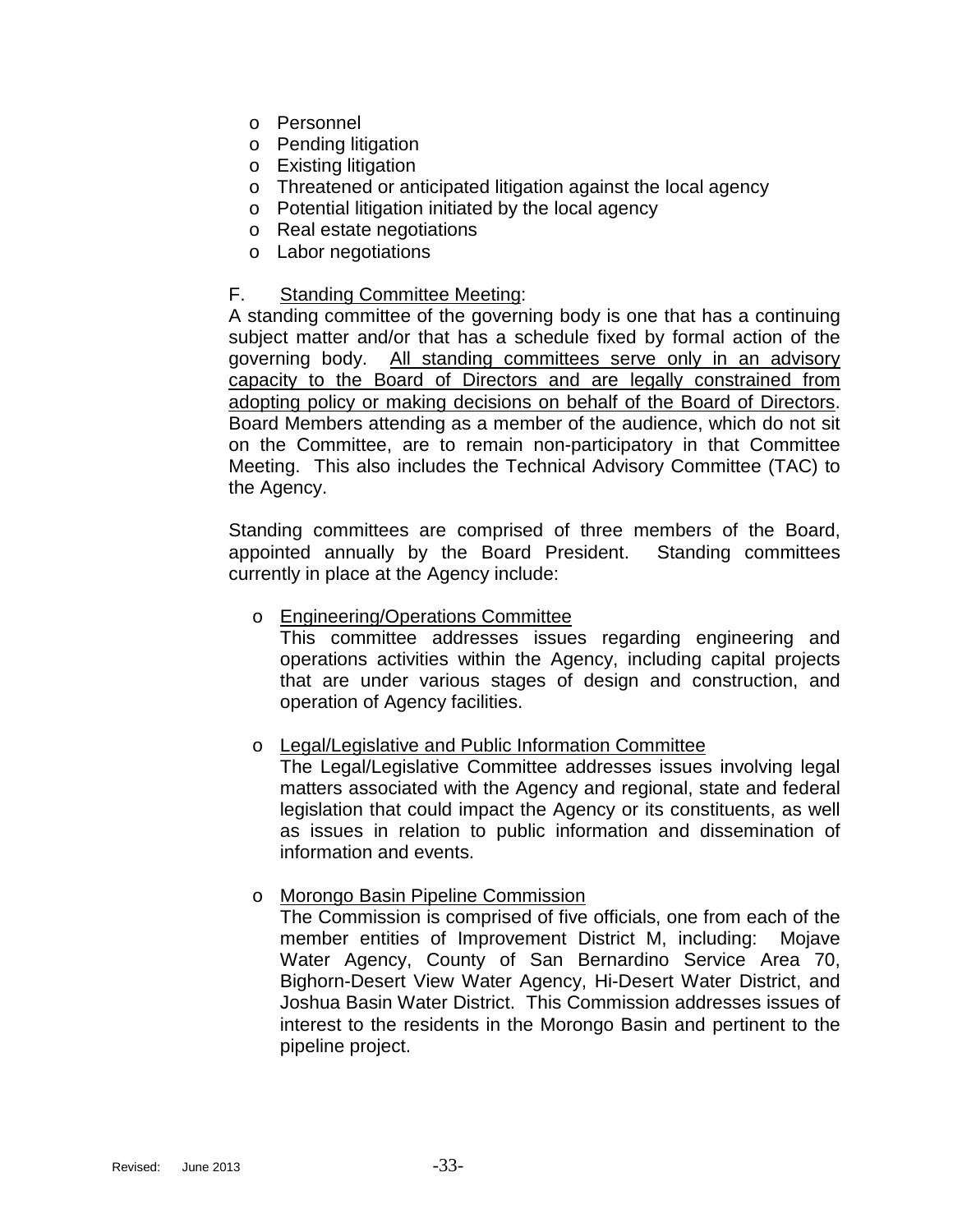- Personnel
- Pending litigation
- Existing litigation
- Threatened or anticipated litigation against the local agency
- Potential litigation initiated by the local agency
- Real estate negotiations
- Labor negotiations

F. Standing Committee Meeting:

A standing committee of the governing body is one that has a continuing subject matter and/or that has a schedule fixed by formal action of the governing body. <u>All standing committees serve only in an advisory capacity to the Board of Directors and are legally constrained from adopting policy or making decisions on behalf of the Board of Directors</u>. Board Members attending as a member of the audience, which do not sit on the Committee, are to remain non-participatory in that Committee Meeting. This also includes the Technical Advisory Committee (TAC) to the Agency.

Standing committees are comprised of three members of the Board, appointed annually by the Board President. Standing committees currently in place at the Agency include:

- <u>Engineering/Operations Committee</u>
  This committee addresses issues regarding engineering and operations activities within the Agency, including capital projects that are under various stages of design and construction, and operation of Agency facilities.

- <u>Legal/Legislative and Public Information Committee</u>
  The Legal/Legislative Committee addresses issues involving legal matters associated with the Agency and regional, state and federal legislation that could impact the Agency or its constituents, as well as issues in relation to public information and dissemination of information and events.

- <u>Morongo Basin Pipeline Commission</u>
  The Commission is comprised of five officials, one from each of the member entities of Improvement District M, including: Mojave Water Agency, County of San Bernardino Service Area 70, Bighorn-Desert View Water Agency, Hi-Desert Water District, and Joshua Basin Water District. This Commission addresses issues of interest to the residents in the Morongo Basin and pertinent to the pipeline project.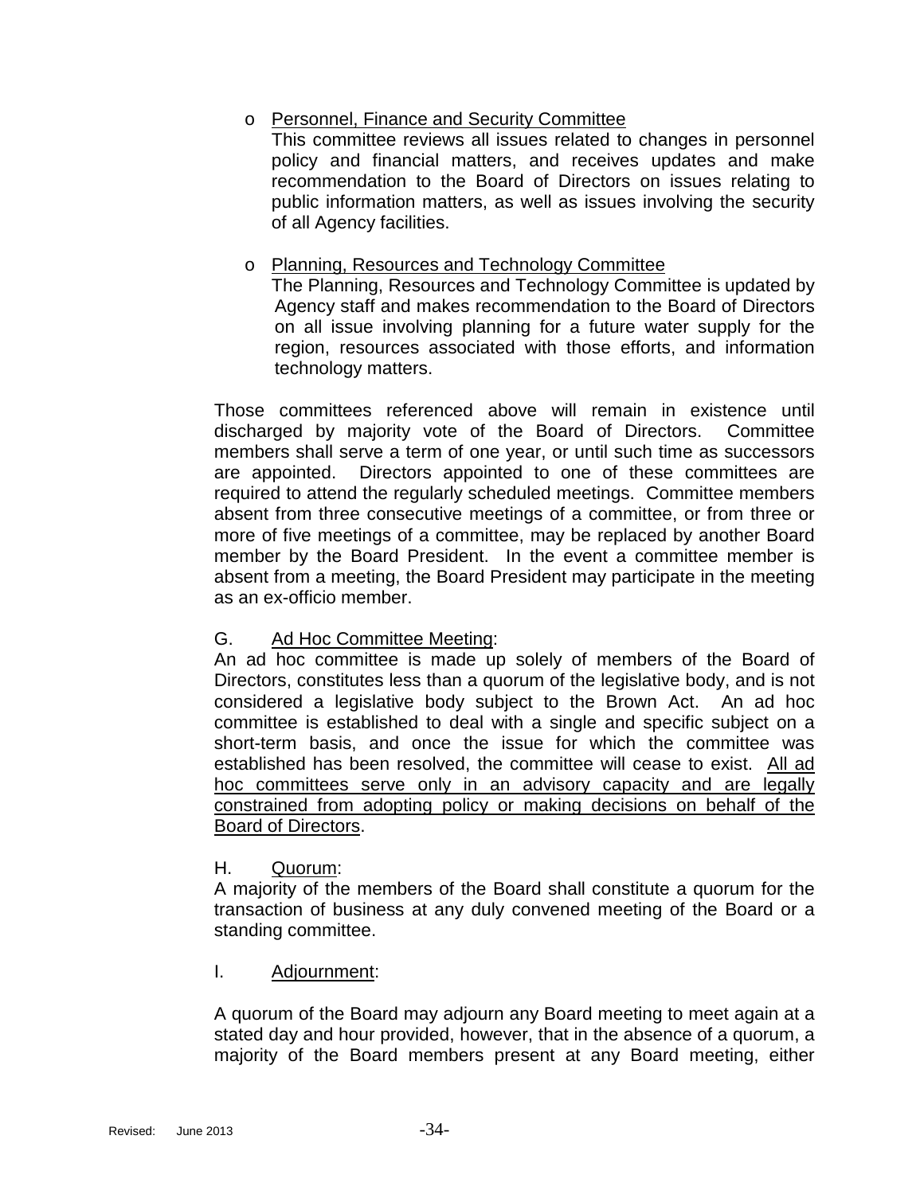- Personnel, Finance and Security Committee

  This committee reviews all issues related to changes in personnel policy and financial matters, and receives updates and make recommendation to the Board of Directors on issues relating to public information matters, as well as issues involving the security of all Agency facilities.

- Planning, Resources and Technology Committee

  The Planning, Resources and Technology Committee is updated by Agency staff and makes recommendation to the Board of Directors on all issue involving planning for a future water supply for the region, resources associated with those efforts, and information technology matters.

Those committees referenced above will remain in existence until discharged by majority vote of the Board of Directors. Committee members shall serve a term of one year, or until such time as successors are appointed. Directors appointed to one of these committees are required to attend the regularly scheduled meetings. Committee members absent from three consecutive meetings of a committee, or from three or more of five meetings of a committee, may be replaced by another Board member by the Board President. In the event a committee member is absent from a meeting, the Board President may participate in the meeting as an ex-officio member.

G. Ad Hoc Committee Meeting:

An ad hoc committee is made up solely of members of the Board of Directors, constitutes less than a quorum of the legislative body, and is not considered a legislative body subject to the Brown Act. An ad hoc committee is established to deal with a single and specific subject on a short-term basis, and once the issue for which the committee was established has been resolved, the committee will cease to exist. All ad hoc committees serve only in an advisory capacity and are legally constrained from adopting policy or making decisions on behalf of the Board of Directors.

H. Quorum:

A majority of the members of the Board shall constitute a quorum for the transaction of business at any duly convened meeting of the Board or a standing committee.

I. Adjournment:

A quorum of the Board may adjourn any Board meeting to meet again at a stated day and hour provided, however, that in the absence of a quorum, a majority of the Board members present at any Board meeting, either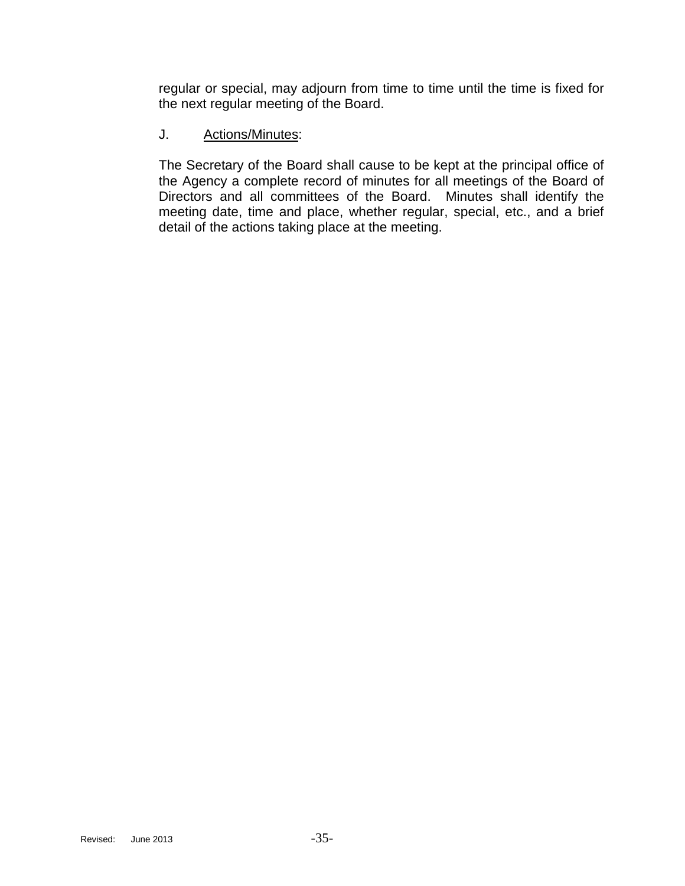regular or special, may adjourn from time to time until the time is fixed for the next regular meeting of the Board.

J. Actions/Minutes:

The Secretary of the Board shall cause to be kept at the principal office of the Agency a complete record of minutes for all meetings of the Board of Directors and all committees of the Board. Minutes shall identify the meeting date, time and place, whether regular, special, etc., and a brief detail of the actions taking place at the meeting.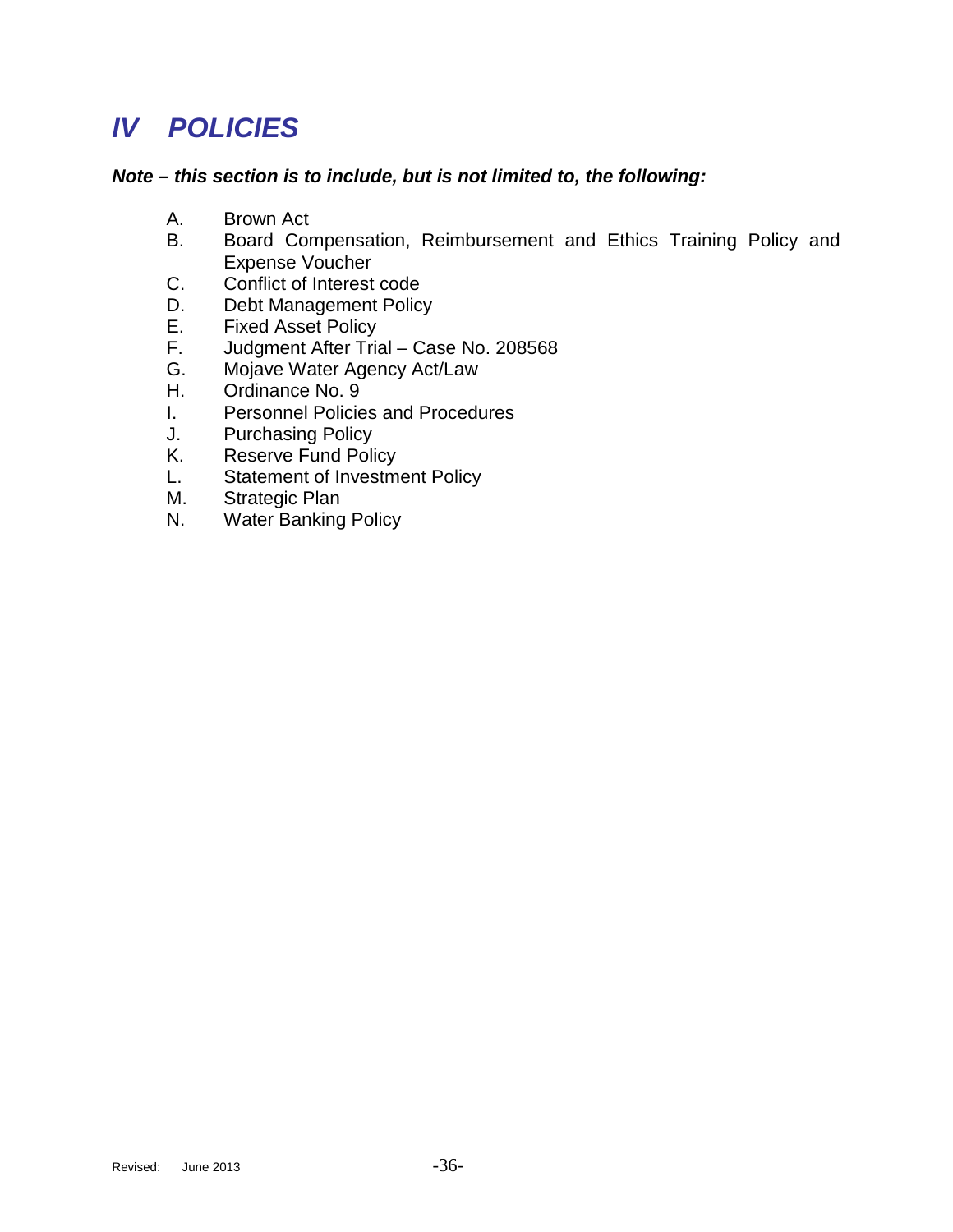# *IV POLICIES*

***Note – this section is to include, but is not limited to, the following:***

A. Brown Act
B. Board Compensation, Reimbursement and Ethics Training Policy and Expense Voucher
C. Conflict of Interest code
D. Debt Management Policy
E. Fixed Asset Policy
F. Judgment After Trial – Case No. 208568
G. Mojave Water Agency Act/Law
H. Ordinance No. 9
I. Personnel Policies and Procedures
J. Purchasing Policy
K. Reserve Fund Policy
L. Statement of Investment Policy
M. Strategic Plan
N. Water Banking Policy

Revised: June 2013